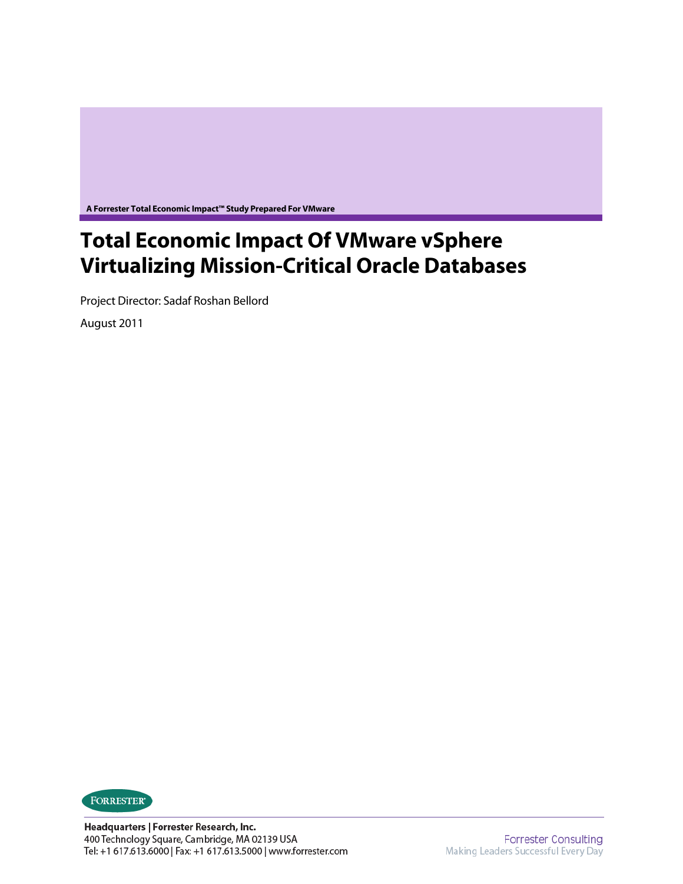A Forrester Total Economic Impact™ Study Prepared For VMware

# Total Economic Impact Of VMware vSphere Virtualizing Mission-Critical Oracle Databases

Project Director: Sadaf Roshan Bellord

August 2011

**Headquarters | Forrester Research, Inc.**
400 Technology Square, Cambridge, MA 02139 USA
Tel: +1 617.613.6000 | Fax: +1 617.613.5000 | www.forrester.com

Forrester Consulting
Making Leaders Successful Every Day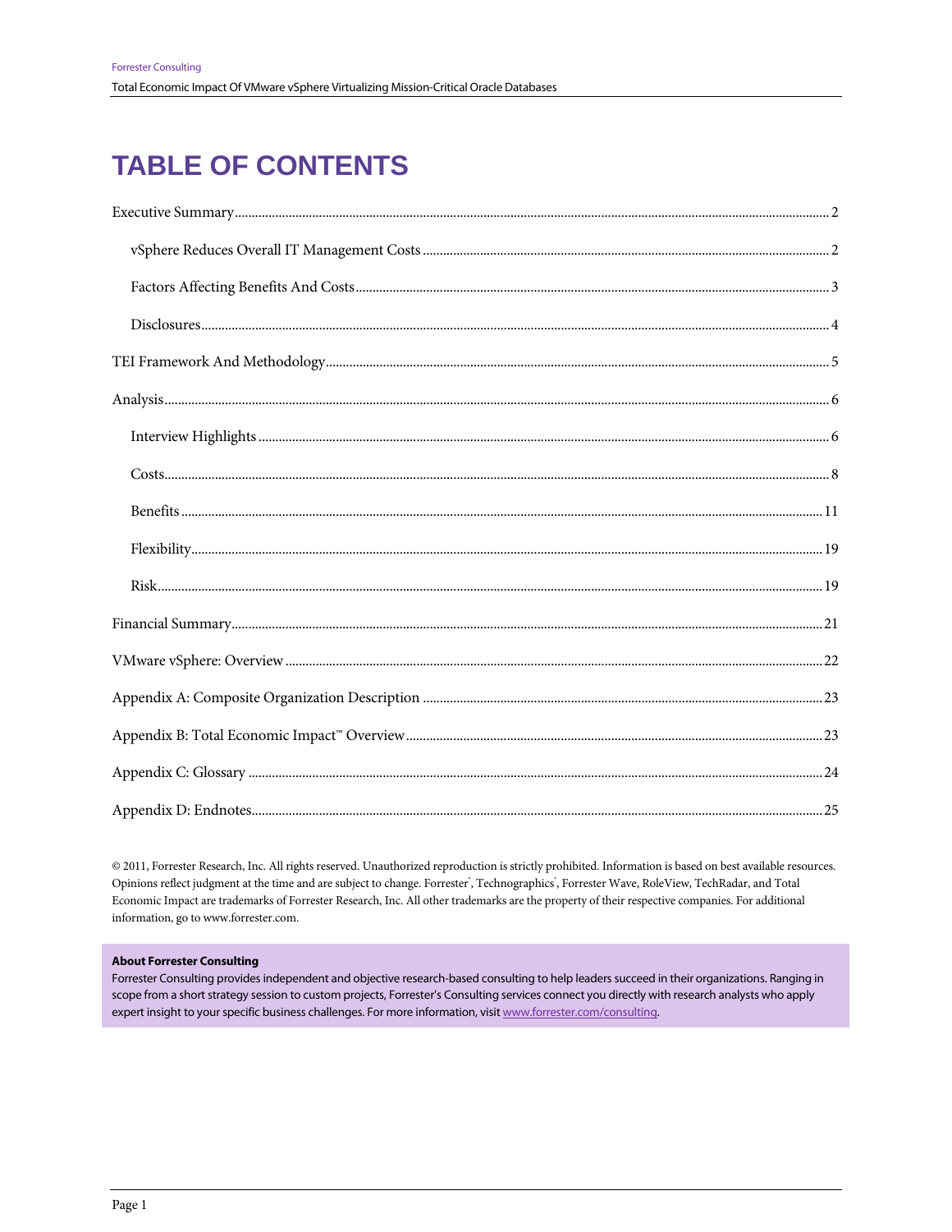# TABLE OF CONTENTS

Executive Summary ..... 2

- vSphere Reduces Overall IT Management Costs ..... 2
- Factors Affecting Benefits And Costs ..... 3
- Disclosures ..... 4

TEI Framework And Methodology ..... 5

Analysis ..... 6

- Interview Highlights ..... 6
- Costs ..... 8
- Benefits ..... 11
- Flexibility ..... 19
- Risk ..... 19

Financial Summary ..... 21

VMware vSphere: Overview ..... 22

Appendix A: Composite Organization Description ..... 23

Appendix B: Total Economic Impact™ Overview ..... 23

Appendix C: Glossary ..... 24

Appendix D: Endnotes ..... 25

© 2011, Forrester Research, Inc. All rights reserved. Unauthorized reproduction is strictly prohibited. Information is based on best available resources. Opinions reflect judgment at the time and are subject to change. Forrester®, Technographics®, Forrester Wave, RoleView, TechRadar, and Total Economic Impact are trademarks of Forrester Research, Inc. All other trademarks are the property of their respective companies. For additional information, go to www.forrester.com.

**About Forrester Consulting**

Forrester Consulting provides independent and objective research-based consulting to help leaders succeed in their organizations. Ranging in scope from a short strategy session to custom projects, Forrester's Consulting services connect you directly with research analysts who apply expert insight to your specific business challenges. For more information, visit www.forrester.com/consulting.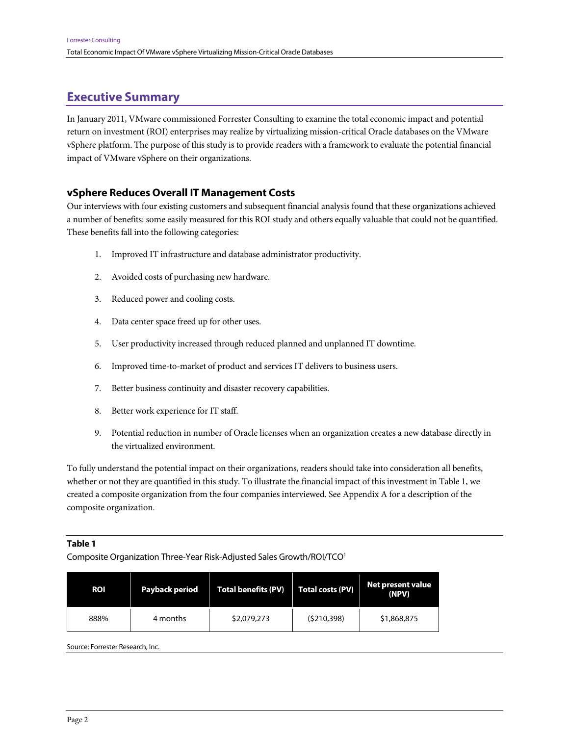## Executive Summary

In January 2011, VMware commissioned Forrester Consulting to examine the total economic impact and potential return on investment (ROI) enterprises may realize by virtualizing mission-critical Oracle databases on the VMware vSphere platform. The purpose of this study is to provide readers with a framework to evaluate the potential financial impact of VMware vSphere on their organizations.

### vSphere Reduces Overall IT Management Costs

Our interviews with four existing customers and subsequent financial analysis found that these organizations achieved a number of benefits: some easily measured for this ROI study and others equally valuable that could not be quantified. These benefits fall into the following categories:

1. Improved IT infrastructure and database administrator productivity.
2. Avoided costs of purchasing new hardware.
3. Reduced power and cooling costs.
4. Data center space freed up for other uses.
5. User productivity increased through reduced planned and unplanned IT downtime.
6. Improved time-to-market of product and services IT delivers to business users.
7. Better business continuity and disaster recovery capabilities.
8. Better work experience for IT staff.
9. Potential reduction in number of Oracle licenses when an organization creates a new database directly in the virtualized environment.

To fully understand the potential impact on their organizations, readers should take into consideration all benefits, whether or not they are quantified in this study. To illustrate the financial impact of this investment in Table 1, we created a composite organization from the four companies interviewed. See Appendix A for a description of the composite organization.

**Table 1**

Composite Organization Three-Year Risk-Adjusted Sales Growth/ROI/TCO[1]

| ROI | Payback period | Total benefits (PV) | Total costs (PV) | Net present value (NPV) |
|---|---|---|---|---|
| 888% | 4 months | $2,079,273 | ($210,398) | $1,868,875 |

Source: Forrester Research, Inc.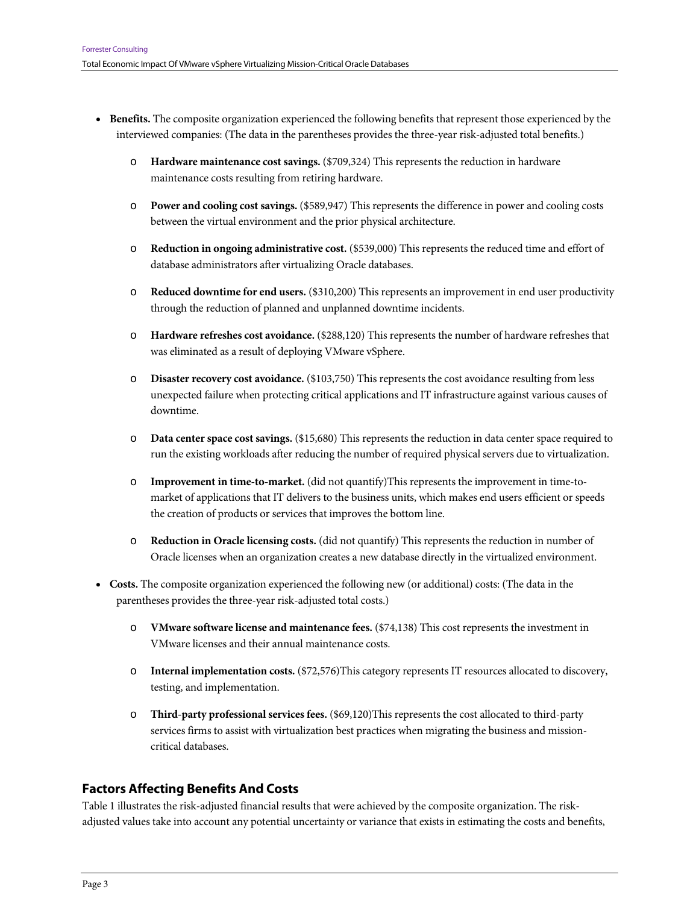- **Benefits.** The composite organization experienced the following benefits that represent those experienced by the interviewed companies: (The data in the parentheses provides the three-year risk-adjusted total benefits.)
  - **Hardware maintenance cost savings.** ($709,324) This represents the reduction in hardware maintenance costs resulting from retiring hardware.
  - **Power and cooling cost savings.** ($589,947) This represents the difference in power and cooling costs between the virtual environment and the prior physical architecture.
  - **Reduction in ongoing administrative cost.** ($539,000) This represents the reduced time and effort of database administrators after virtualizing Oracle databases.
  - **Reduced downtime for end users.** ($310,200) This represents an improvement in end user productivity through the reduction of planned and unplanned downtime incidents.
  - **Hardware refreshes cost avoidance.** ($288,120) This represents the number of hardware refreshes that was eliminated as a result of deploying VMware vSphere.
  - **Disaster recovery cost avoidance.** ($103,750) This represents the cost avoidance resulting from less unexpected failure when protecting critical applications and IT infrastructure against various causes of downtime.
  - **Data center space cost savings.** ($15,680) This represents the reduction in data center space required to run the existing workloads after reducing the number of required physical servers due to virtualization.
  - **Improvement in time-to-market.** (did not quantify)This represents the improvement in time-to-market of applications that IT delivers to the business units, which makes end users efficient or speeds the creation of products or services that improves the bottom line.
  - **Reduction in Oracle licensing costs.** (did not quantify) This represents the reduction in number of Oracle licenses when an organization creates a new database directly in the virtualized environment.
- **Costs.** The composite organization experienced the following new (or additional) costs: (The data in the parentheses provides the three-year risk-adjusted total costs.)
  - **VMware software license and maintenance fees.** ($74,138) This cost represents the investment in VMware licenses and their annual maintenance costs.
  - **Internal implementation costs.** ($72,576)This category represents IT resources allocated to discovery, testing, and implementation.
  - **Third-party professional services fees.** ($69,120)This represents the cost allocated to third-party services firms to assist with virtualization best practices when migrating the business and mission-critical databases.

## Factors Affecting Benefits And Costs

Table 1 illustrates the risk-adjusted financial results that were achieved by the composite organization. The risk-adjusted values take into account any potential uncertainty or variance that exists in estimating the costs and benefits,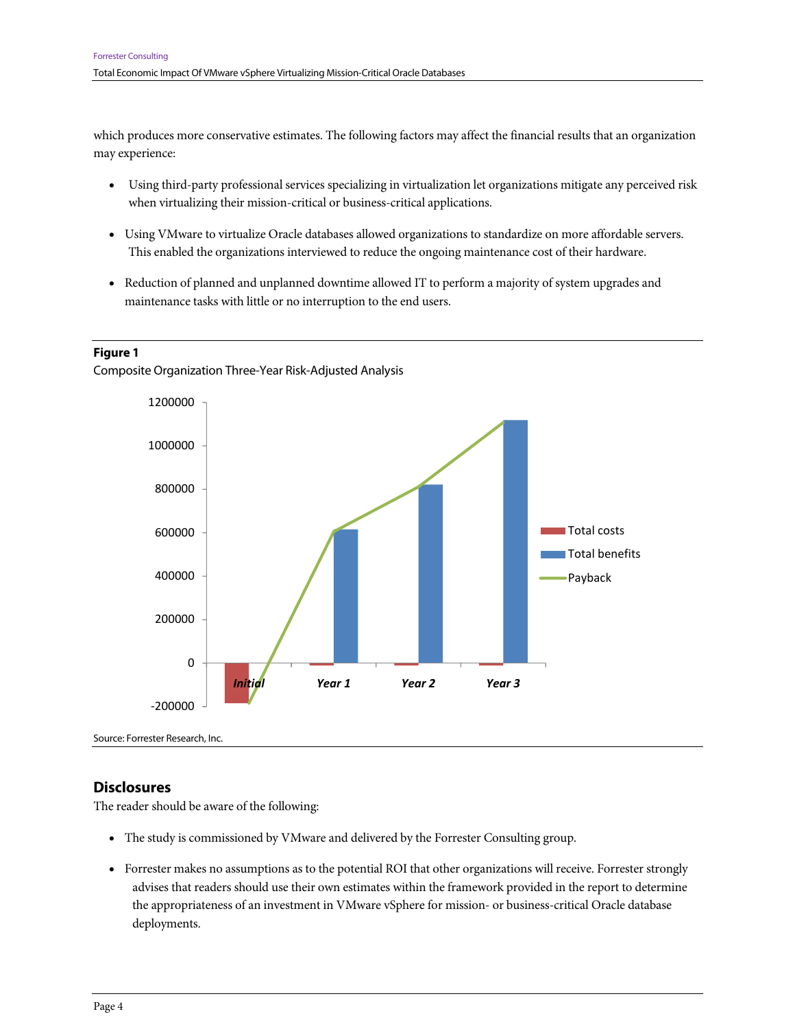which produces more conservative estimates. The following factors may affect the financial results that an organization may experience:

- Using third-party professional services specializing in virtualization let organizations mitigate any perceived risk when virtualizing their mission-critical or business-critical applications.
- Using VMware to virtualize Oracle databases allowed organizations to standardize on more affordable servers. This enabled the organizations interviewed to reduce the ongoing maintenance cost of their hardware.
- Reduction of planned and unplanned downtime allowed IT to perform a majority of system upgrades and maintenance tasks with little or no interruption to the end users.

**Figure 1**

Composite Organization Three-Year Risk-Adjusted Analysis

Source: Forrester Research, Inc.

## Disclosures

The reader should be aware of the following:

- The study is commissioned by VMware and delivered by the Forrester Consulting group.
- Forrester makes no assumptions as to the potential ROI that other organizations will receive. Forrester strongly advises that readers should use their own estimates within the framework provided in the report to determine the appropriateness of an investment in VMware vSphere for mission- or business-critical Oracle database deployments.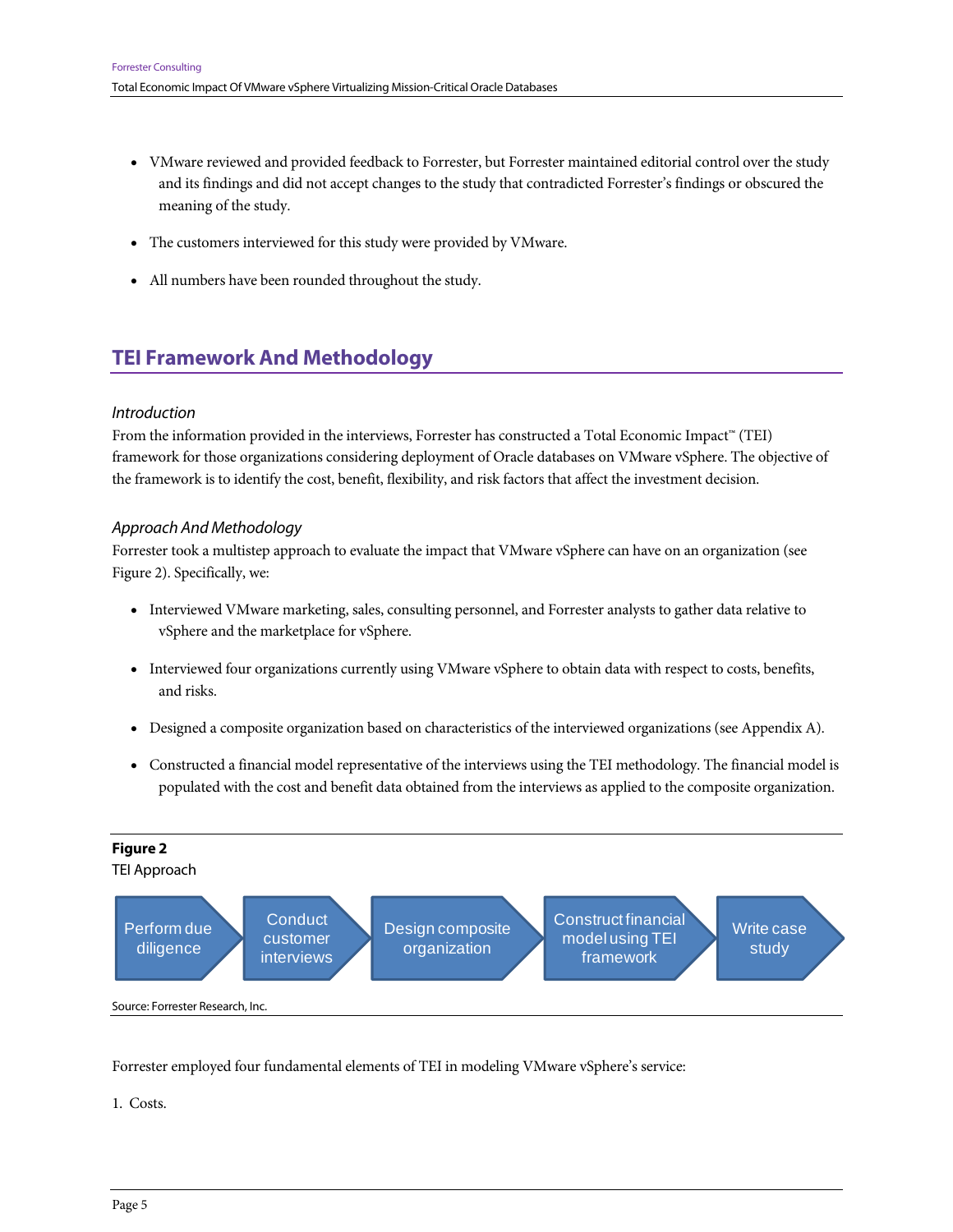- VMware reviewed and provided feedback to Forrester, but Forrester maintained editorial control over the study and its findings and did not accept changes to the study that contradicted Forrester's findings or obscured the meaning of the study.

- The customers interviewed for this study were provided by VMware.

- All numbers have been rounded throughout the study.

## TEI Framework And Methodology

### *Introduction*

From the information provided in the interviews, Forrester has constructed a Total Economic Impact™ (TEI) framework for those organizations considering deployment of Oracle databases on VMware vSphere. The objective of the framework is to identify the cost, benefit, flexibility, and risk factors that affect the investment decision.

### *Approach And Methodology*

Forrester took a multistep approach to evaluate the impact that VMware vSphere can have on an organization (see Figure 2). Specifically, we:

- Interviewed VMware marketing, sales, consulting personnel, and Forrester analysts to gather data relative to vSphere and the marketplace for vSphere.

- Interviewed four organizations currently using VMware vSphere to obtain data with respect to costs, benefits, and risks.

- Designed a composite organization based on characteristics of the interviewed organizations (see Appendix A).

- Constructed a financial model representative of the interviews using the TEI methodology. The financial model is populated with the cost and benefit data obtained from the interviews as applied to the composite organization.

**Figure 2**

TEI Approach

Perform due diligence → Conduct customer interviews → Design composite organization → Construct financial model using TEI framework → Write case study

Source: Forrester Research, Inc.

Forrester employed four fundamental elements of TEI in modeling VMware vSphere's service:

1. Costs.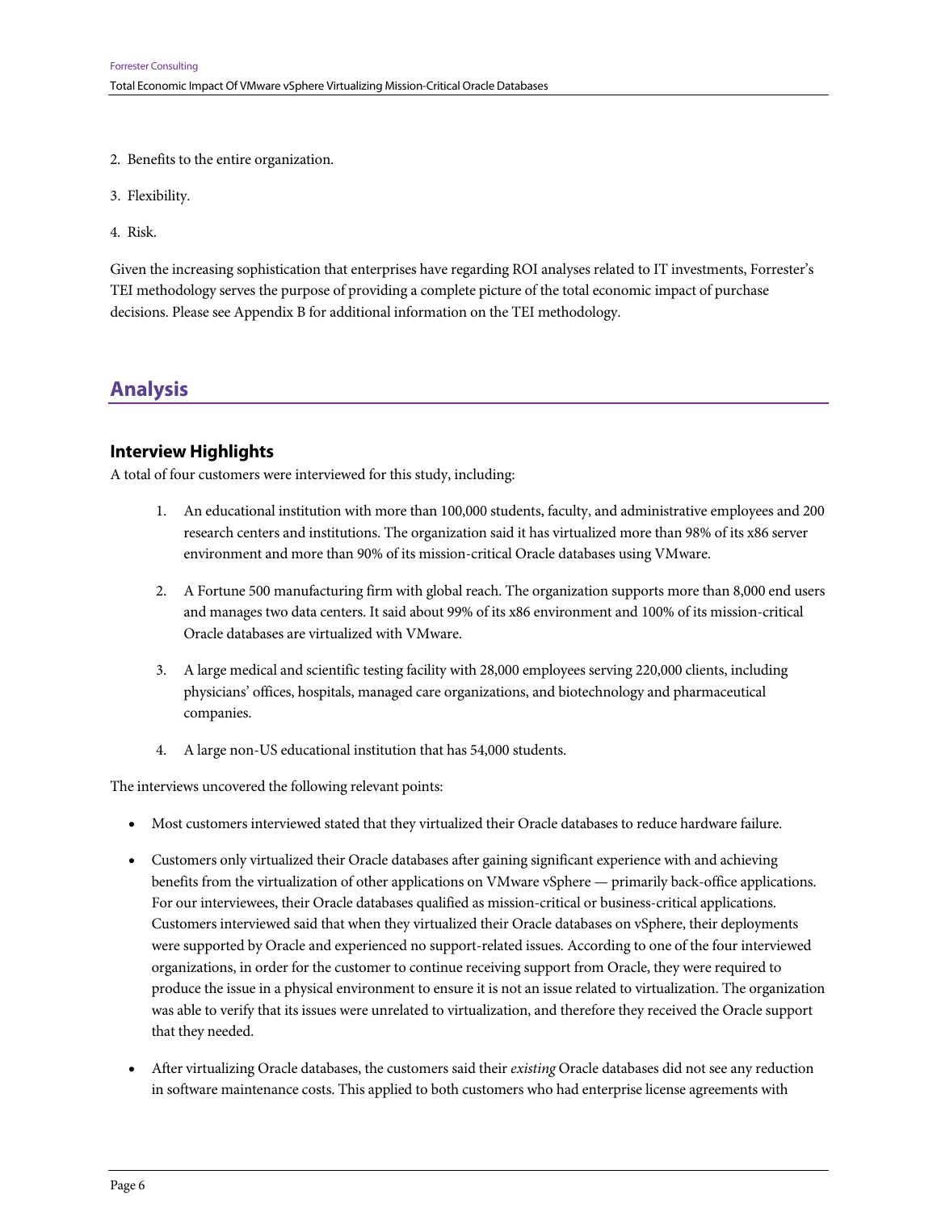2. Benefits to the entire organization.

3. Flexibility.

4. Risk.

Given the increasing sophistication that enterprises have regarding ROI analyses related to IT investments, Forrester's TEI methodology serves the purpose of providing a complete picture of the total economic impact of purchase decisions. Please see Appendix B for additional information on the TEI methodology.

## Analysis

### Interview Highlights

A total of four customers were interviewed for this study, including:

1. An educational institution with more than 100,000 students, faculty, and administrative employees and 200 research centers and institutions. The organization said it has virtualized more than 98% of its x86 server environment and more than 90% of its mission-critical Oracle databases using VMware.

2. A Fortune 500 manufacturing firm with global reach. The organization supports more than 8,000 end users and manages two data centers. It said about 99% of its x86 environment and 100% of its mission-critical Oracle databases are virtualized with VMware.

3. A large medical and scientific testing facility with 28,000 employees serving 220,000 clients, including physicians' offices, hospitals, managed care organizations, and biotechnology and pharmaceutical companies.

4. A large non-US educational institution that has 54,000 students.

The interviews uncovered the following relevant points:

- Most customers interviewed stated that they virtualized their Oracle databases to reduce hardware failure.

- Customers only virtualized their Oracle databases after gaining significant experience with and achieving benefits from the virtualization of other applications on VMware vSphere — primarily back-office applications. For our interviewees, their Oracle databases qualified as mission-critical or business-critical applications. Customers interviewed said that when they virtualized their Oracle databases on vSphere, their deployments were supported by Oracle and experienced no support-related issues. According to one of the four interviewed organizations, in order for the customer to continue receiving support from Oracle, they were required to produce the issue in a physical environment to ensure it is not an issue related to virtualization. The organization was able to verify that its issues were unrelated to virtualization, and therefore they received the Oracle support that they needed.

- After virtualizing Oracle databases, the customers said their *existing* Oracle databases did not see any reduction in software maintenance costs. This applied to both customers who had enterprise license agreements with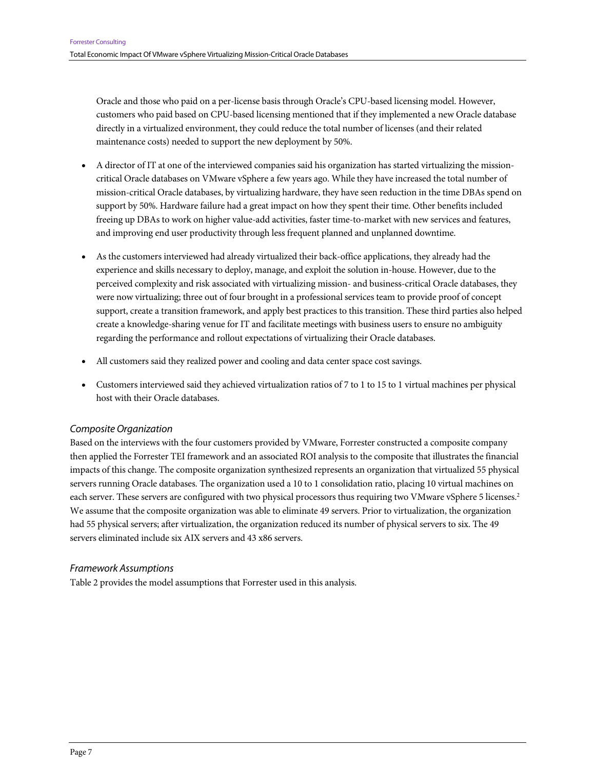Oracle and those who paid on a per-license basis through Oracle's CPU-based licensing model. However, customers who paid based on CPU-based licensing mentioned that if they implemented a new Oracle database directly in a virtualized environment, they could reduce the total number of licenses (and their related maintenance costs) needed to support the new deployment by 50%.

- A director of IT at one of the interviewed companies said his organization has started virtualizing the mission-critical Oracle databases on VMware vSphere a few years ago. While they have increased the total number of mission-critical Oracle databases, by virtualizing hardware, they have seen reduction in the time DBAs spend on support by 50%. Hardware failure had a great impact on how they spent their time. Other benefits included freeing up DBAs to work on higher value-add activities, faster time-to-market with new services and features, and improving end user productivity through less frequent planned and unplanned downtime.

- As the customers interviewed had already virtualized their back-office applications, they already had the experience and skills necessary to deploy, manage, and exploit the solution in-house. However, due to the perceived complexity and risk associated with virtualizing mission- and business-critical Oracle databases, they were now virtualizing; three out of four brought in a professional services team to provide proof of concept support, create a transition framework, and apply best practices to this transition. These third parties also helped create a knowledge-sharing venue for IT and facilitate meetings with business users to ensure no ambiguity regarding the performance and rollout expectations of virtualizing their Oracle databases.

- All customers said they realized power and cooling and data center space cost savings.

- Customers interviewed said they achieved virtualization ratios of 7 to 1 to 15 to 1 virtual machines per physical host with their Oracle databases.

### *Composite Organization*

Based on the interviews with the four customers provided by VMware, Forrester constructed a composite company then applied the Forrester TEI framework and an associated ROI analysis to the composite that illustrates the financial impacts of this change. The composite organization synthesized represents an organization that virtualized 55 physical servers running Oracle databases. The organization used a 10 to 1 consolidation ratio, placing 10 virtual machines on each server. These servers are configured with two physical processors thus requiring two VMware vSphere 5 licenses.[2] We assume that the composite organization was able to eliminate 49 servers. Prior to virtualization, the organization had 55 physical servers; after virtualization, the organization reduced its number of physical servers to six. The 49 servers eliminated include six AIX servers and 43 x86 servers.

### *Framework Assumptions*

Table 2 provides the model assumptions that Forrester used in this analysis.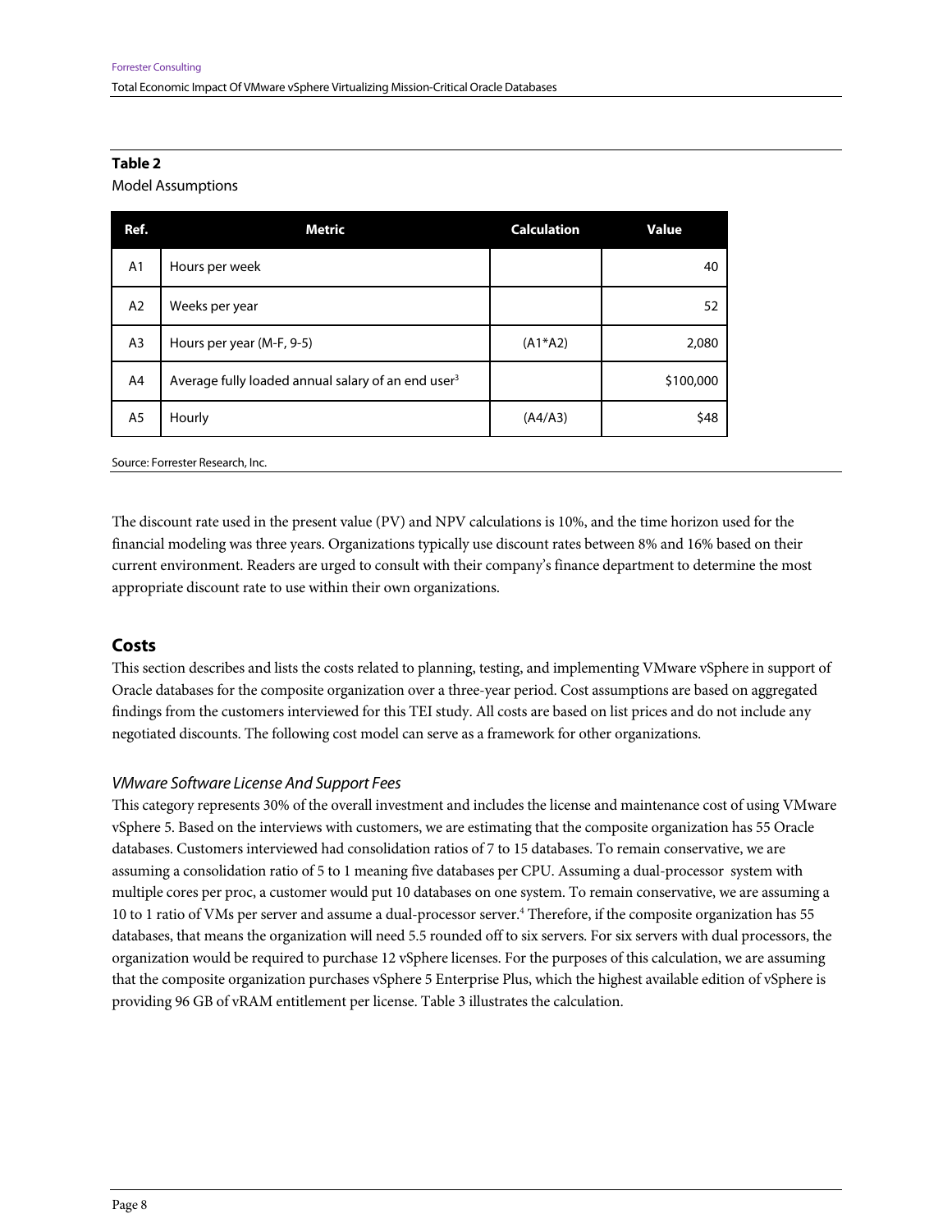**Table 2**

Model Assumptions

| Ref. | Metric | Calculation | Value |
|---|---|---|---|
| A1 | Hours per week | | 40 |
| A2 | Weeks per year | | 52 |
| A3 | Hours per year (M-F, 9-5) | (A1*A2) | 2,080 |
| A4 | Average fully loaded annual salary of an end user[3] | | $100,000 |
| A5 | Hourly | (A4/A3) | $48 |

Source: Forrester Research, Inc.

The discount rate used in the present value (PV) and NPV calculations is 10%, and the time horizon used for the financial modeling was three years. Organizations typically use discount rates between 8% and 16% based on their current environment. Readers are urged to consult with their company's finance department to determine the most appropriate discount rate to use within their own organizations.

## Costs

This section describes and lists the costs related to planning, testing, and implementing VMware vSphere in support of Oracle databases for the composite organization over a three-year period. Cost assumptions are based on aggregated findings from the customers interviewed for this TEI study. All costs are based on list prices and do not include any negotiated discounts. The following cost model can serve as a framework for other organizations.

### *VMware Software License And Support Fees*

This category represents 30% of the overall investment and includes the license and maintenance cost of using VMware vSphere 5. Based on the interviews with customers, we are estimating that the composite organization has 55 Oracle databases. Customers interviewed had consolidation ratios of 7 to 15 databases. To remain conservative, we are assuming a consolidation ratio of 5 to 1 meaning five databases per CPU. Assuming a dual-processor system with multiple cores per proc, a customer would put 10 databases on one system. To remain conservative, we are assuming a 10 to 1 ratio of VMs per server and assume a dual-processor server.[4] Therefore, if the composite organization has 55 databases, that means the organization will need 5.5 rounded off to six servers. For six servers with dual processors, the organization would be required to purchase 12 vSphere licenses. For the purposes of this calculation, we are assuming that the composite organization purchases vSphere 5 Enterprise Plus, which the highest available edition of vSphere is providing 96 GB of vRAM entitlement per license. Table 3 illustrates the calculation.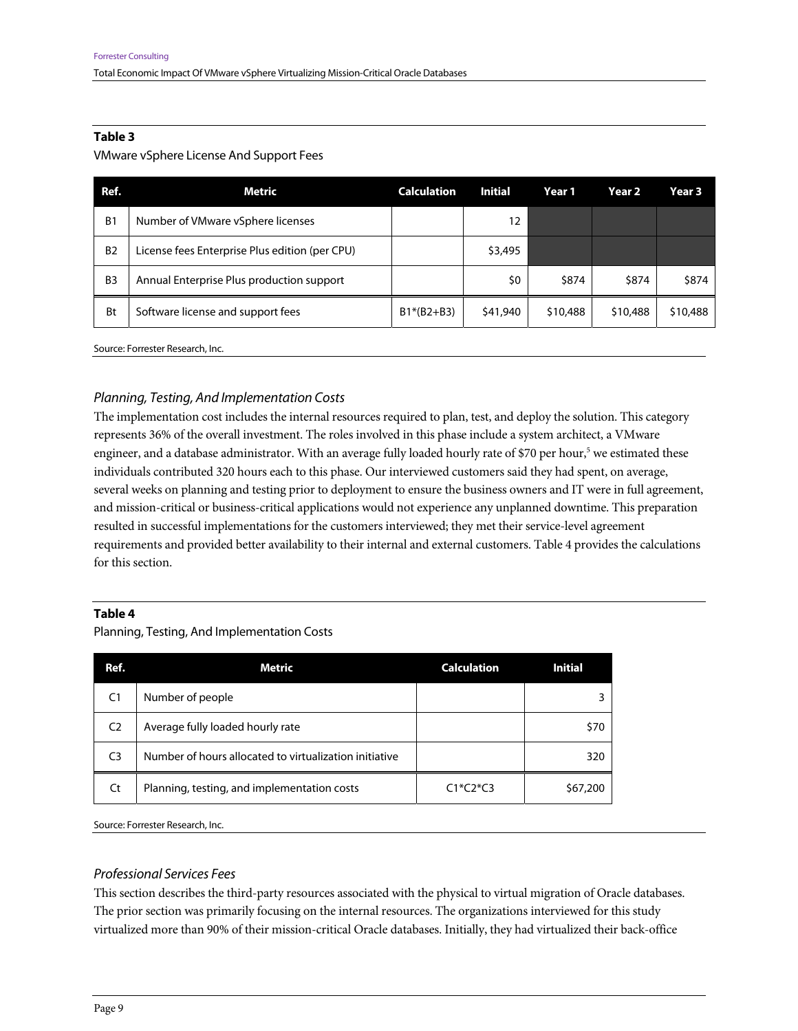**Table 3**

VMware vSphere License And Support Fees

| Ref. | Metric | Calculation | Initial | Year 1 | Year 2 | Year 3 |
|---|---|---|---|---|---|---|
| B1 | Number of VMware vSphere licenses | | 12 | | | |
| B2 | License fees Enterprise Plus edition (per CPU) | | $3,495 | | | |
| B3 | Annual Enterprise Plus production support | | $0 | $874 | $874 | $874 |
| Bt | Software license and support fees | B1*(B2+B3) | $41,940 | $10,488 | $10,488 | $10,488 |

Source: Forrester Research, Inc.

### *Planning, Testing, And Implementation Costs*

The implementation cost includes the internal resources required to plan, test, and deploy the solution. This category represents 36% of the overall investment. The roles involved in this phase include a system architect, a VMware engineer, and a database administrator. With an average fully loaded hourly rate of $70 per hour,[5] we estimated these individuals contributed 320 hours each to this phase. Our interviewed customers said they had spent, on average, several weeks on planning and testing prior to deployment to ensure the business owners and IT were in full agreement, and mission-critical or business-critical applications would not experience any unplanned downtime. This preparation resulted in successful implementations for the customers interviewed; they met their service-level agreement requirements and provided better availability to their internal and external customers. Table 4 provides the calculations for this section.

**Table 4**

Planning, Testing, And Implementation Costs

| Ref. | Metric | Calculation | Initial |
|---|---|---|---|
| C1 | Number of people | | 3 |
| C2 | Average fully loaded hourly rate | | $70 |
| C3 | Number of hours allocated to virtualization initiative | | 320 |
| Ct | Planning, testing, and implementation costs | C1*C2*C3 | $67,200 |

Source: Forrester Research, Inc.

### *Professional Services Fees*

This section describes the third-party resources associated with the physical to virtual migration of Oracle databases. The prior section was primarily focusing on the internal resources. The organizations interviewed for this study virtualized more than 90% of their mission-critical Oracle databases. Initially, they had virtualized their back-office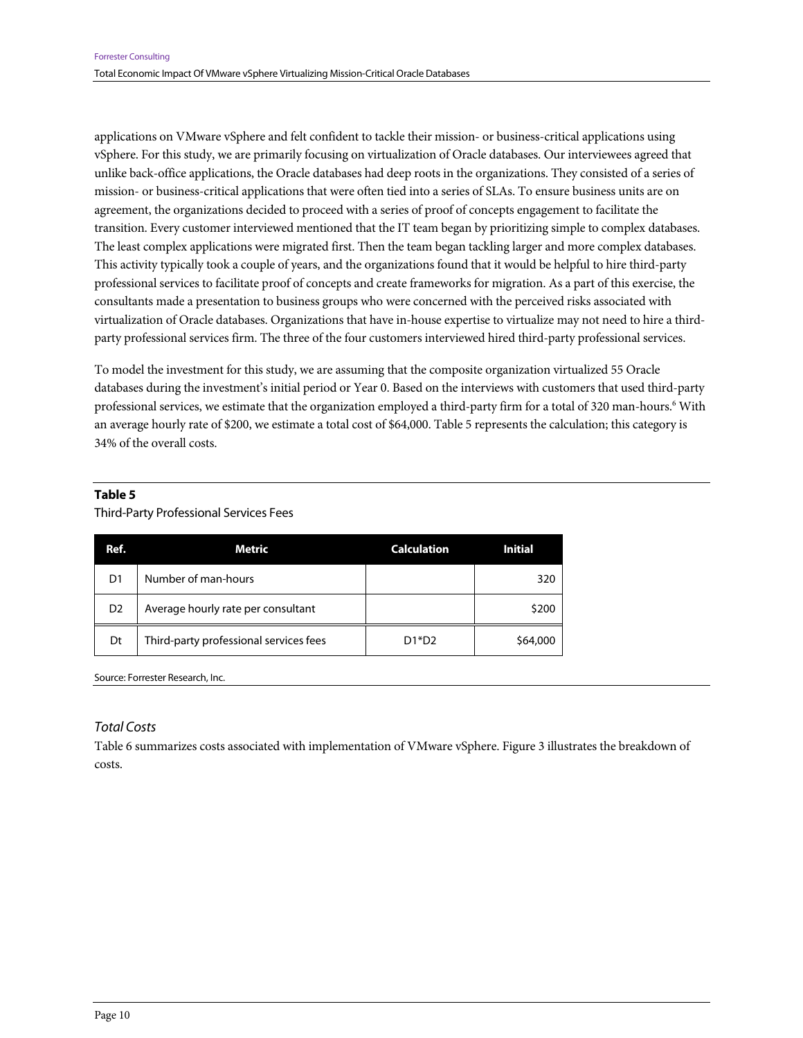applications on VMware vSphere and felt confident to tackle their mission- or business-critical applications using vSphere. For this study, we are primarily focusing on virtualization of Oracle databases. Our interviewees agreed that unlike back-office applications, the Oracle databases had deep roots in the organizations. They consisted of a series of mission- or business-critical applications that were often tied into a series of SLAs. To ensure business units are on agreement, the organizations decided to proceed with a series of proof of concepts engagement to facilitate the transition. Every customer interviewed mentioned that the IT team began by prioritizing simple to complex databases. The least complex applications were migrated first. Then the team began tackling larger and more complex databases. This activity typically took a couple of years, and the organizations found that it would be helpful to hire third-party professional services to facilitate proof of concepts and create frameworks for migration. As a part of this exercise, the consultants made a presentation to business groups who were concerned with the perceived risks associated with virtualization of Oracle databases. Organizations that have in-house expertise to virtualize may not need to hire a third-party professional services firm. The three of the four customers interviewed hired third-party professional services.

To model the investment for this study, we are assuming that the composite organization virtualized 55 Oracle databases during the investment's initial period or Year 0. Based on the interviews with customers that used third-party professional services, we estimate that the organization employed a third-party firm for a total of 320 man-hours.[6] With an average hourly rate of $200, we estimate a total cost of $64,000. Table 5 represents the calculation; this category is 34% of the overall costs.

**Table 5**

Third-Party Professional Services Fees

| Ref. | Metric | Calculation | Initial |
|---|---|---|---|
| D1 | Number of man-hours | | 320 |
| D2 | Average hourly rate per consultant | | $200 |
| Dt | Third-party professional services fees | D1*D2 | $64,000 |

Source: Forrester Research, Inc.

### *Total Costs*

Table 6 summarizes costs associated with implementation of VMware vSphere. Figure 3 illustrates the breakdown of costs.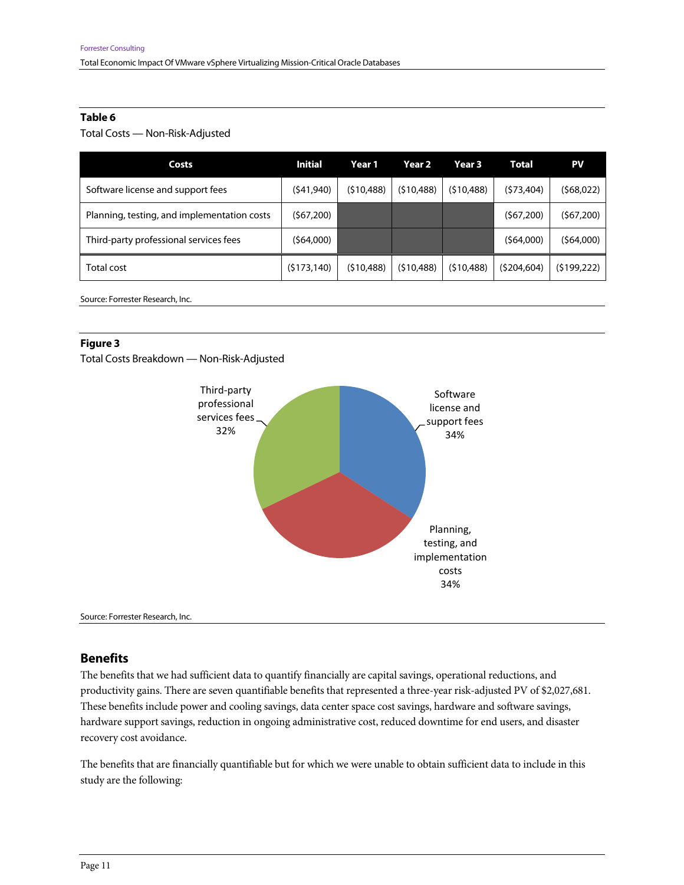**Table 6**

Total Costs — Non-Risk-Adjusted

| Costs | Initial | Year 1 | Year 2 | Year 3 | Total | PV |
|---|---|---|---|---|---|---|
| Software license and support fees | ($41,940) | ($10,488) | ($10,488) | ($10,488) | ($73,404) | ($68,022) |
| Planning, testing, and implementation costs | ($67,200) | | | | ($67,200) | ($67,200) |
| Third-party professional services fees | ($64,000) | | | | ($64,000) | ($64,000) |
| Total cost | ($173,140) | ($10,488) | ($10,488) | ($10,488) | ($204,604) | ($199,222) |

Source: Forrester Research, Inc.

**Figure 3**

Total Costs Breakdown — Non-Risk-Adjusted

| Cost category | Share |
|---|---|
| Software license and support fees | 34% |
| Planning, testing, and implementation costs | 34% |
| Third-party professional services fees | 32% |

Source: Forrester Research, Inc.

## Benefits

The benefits that we had sufficient data to quantify financially are capital savings, operational reductions, and productivity gains. There are seven quantifiable benefits that represented a three-year risk-adjusted PV of $2,027,681. These benefits include power and cooling savings, data center space cost savings, hardware and software savings, hardware support savings, reduction in ongoing administrative cost, reduced downtime for end users, and disaster recovery cost avoidance.

The benefits that are financially quantifiable but for which we were unable to obtain sufficient data to include in this study are the following: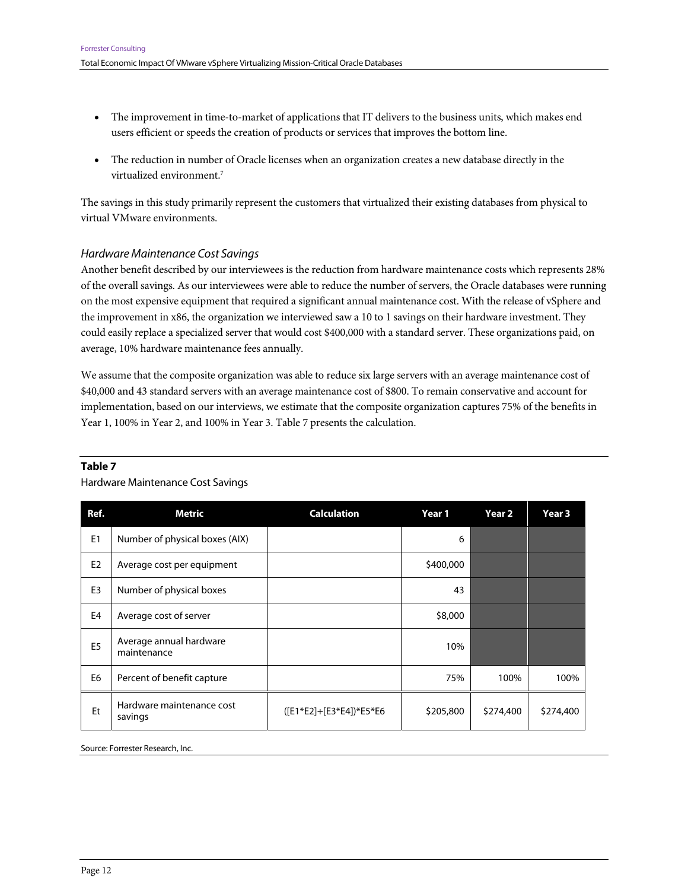- The improvement in time-to-market of applications that IT delivers to the business units, which makes end users efficient or speeds the creation of products or services that improves the bottom line.
- The reduction in number of Oracle licenses when an organization creates a new database directly in the virtualized environment.[7]

The savings in this study primarily represent the customers that virtualized their existing databases from physical to virtual VMware environments.

### *Hardware Maintenance Cost Savings*

Another benefit described by our interviewees is the reduction from hardware maintenance costs which represents 28% of the overall savings. As our interviewees were able to reduce the number of servers, the Oracle databases were running on the most expensive equipment that required a significant annual maintenance cost. With the release of vSphere and the improvement in x86, the organization we interviewed saw a 10 to 1 savings on their hardware investment. They could easily replace a specialized server that would cost $400,000 with a standard server. These organizations paid, on average, 10% hardware maintenance fees annually.

We assume that the composite organization was able to reduce six large servers with an average maintenance cost of $40,000 and 43 standard servers with an average maintenance cost of $800. To remain conservative and account for implementation, based on our interviews, we estimate that the composite organization captures 75% of the benefits in Year 1, 100% in Year 2, and 100% in Year 3. Table 7 presents the calculation.

**Table 7**

Hardware Maintenance Cost Savings

| Ref. | Metric | Calculation | Year 1 | Year 2 | Year 3 |
|---|---|---|---|---|---|
| E1 | Number of physical boxes (AIX) | | 6 | | |
| E2 | Average cost per equipment | | $400,000 | | |
| E3 | Number of physical boxes | | 43 | | |
| E4 | Average cost of server | | $8,000 | | |
| E5 | Average annual hardware maintenance | | 10% | | |
| E6 | Percent of benefit capture | | 75% | 100% | 100% |
| Et | Hardware maintenance cost savings | ([E1*E2]+[E3*E4])*E5*E6 | $205,800 | $274,400 | $274,400 |

Source: Forrester Research, Inc.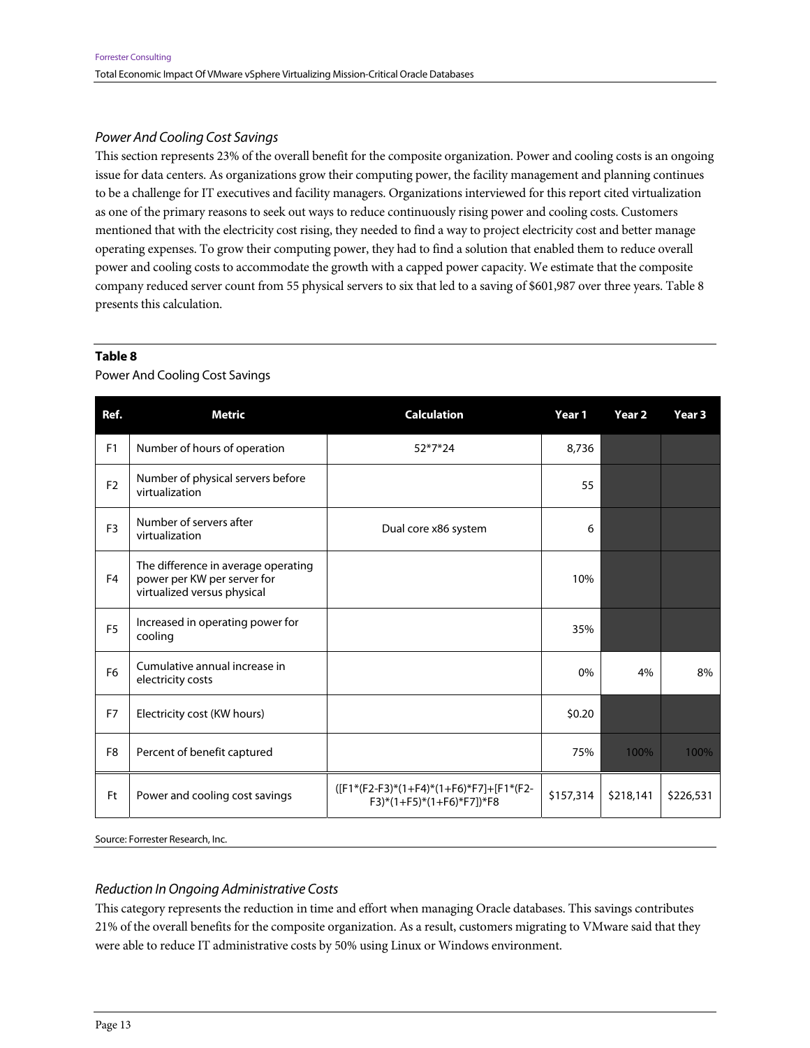### *Power And Cooling Cost Savings*

This section represents 23% of the overall benefit for the composite organization. Power and cooling costs is an ongoing issue for data centers. As organizations grow their computing power, the facility management and planning continues to be a challenge for IT executives and facility managers. Organizations interviewed for this report cited virtualization as one of the primary reasons to seek out ways to reduce continuously rising power and cooling costs. Customers mentioned that with the electricity cost rising, they needed to find a way to project electricity cost and better manage operating expenses. To grow their computing power, they had to find a solution that enabled them to reduce overall power and cooling costs to accommodate the growth with a capped power capacity. We estimate that the composite company reduced server count from 55 physical servers to six that led to a saving of $601,987 over three years. Table 8 presents this calculation.

**Table 8**

Power And Cooling Cost Savings

| Ref. | Metric | Calculation | Year 1 | Year 2 | Year 3 |
|---|---|---|---|---|---|
| F1 | Number of hours of operation | 52*7*24 | 8,736 | | |
| F2 | Number of physical servers before virtualization | | 55 | | |
| F3 | Number of servers after virtualization | Dual core x86 system | 6 | | |
| F4 | The difference in average operating power per KW per server for virtualized versus physical | | 10% | | |
| F5 | Increased in operating power for cooling | | 35% | | |
| F6 | Cumulative annual increase in electricity costs | | 0% | 4% | 8% |
| F7 | Electricity cost (KW hours) | | $0.20 | | |
| F8 | Percent of benefit captured | | 75% | 100% | 100% |
| Ft | Power and cooling cost savings | ([F1*(F2-F3)*(1+F4)*(1+F6)*F7]+[F1*(F2-F3)*(1+F5)*(1+F6)*F7])*F8 | $157,314 | $218,141 | $226,531 |

Source: Forrester Research, Inc.

### *Reduction In Ongoing Administrative Costs*

This category represents the reduction in time and effort when managing Oracle databases. This savings contributes 21% of the overall benefits for the composite organization. As a result, customers migrating to VMware said that they were able to reduce IT administrative costs by 50% using Linux or Windows environment.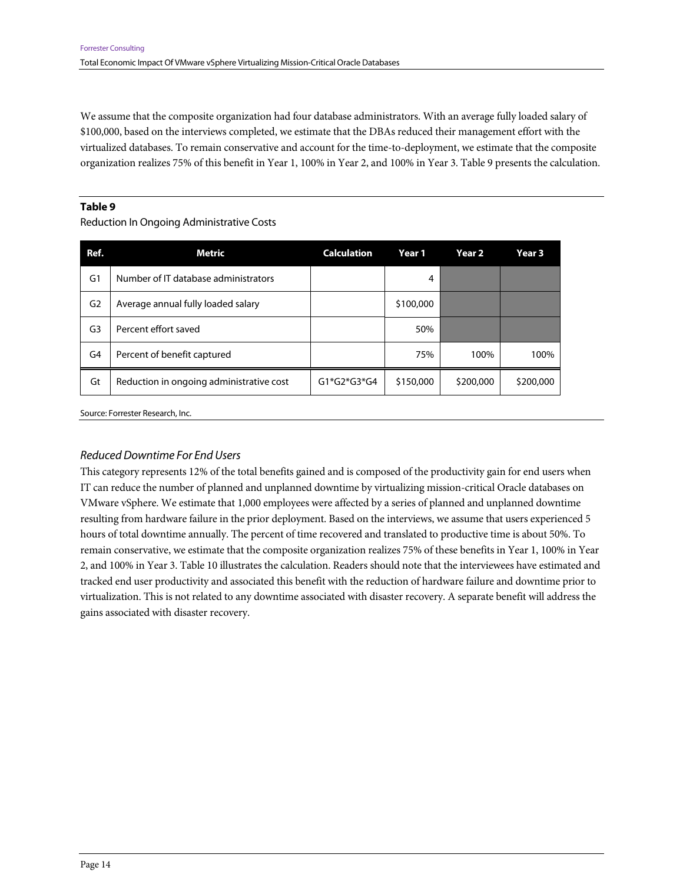We assume that the composite organization had four database administrators. With an average fully loaded salary of $100,000, based on the interviews completed, we estimate that the DBAs reduced their management effort with the virtualized databases. To remain conservative and account for the time-to-deployment, we estimate that the composite organization realizes 75% of this benefit in Year 1, 100% in Year 2, and 100% in Year 3. Table 9 presents the calculation.

**Table 9**

Reduction In Ongoing Administrative Costs

| Ref. | Metric | Calculation | Year 1 | Year 2 | Year 3 |
|---|---|---|---|---|---|
| G1 | Number of IT database administrators | | 4 | | |
| G2 | Average annual fully loaded salary | | $100,000 | | |
| G3 | Percent effort saved | | 50% | | |
| G4 | Percent of benefit captured | | 75% | 100% | 100% |
| Gt | Reduction in ongoing administrative cost | G1*G2*G3*G4 | $150,000 | $200,000 | $200,000 |

Source: Forrester Research, Inc.

### *Reduced Downtime For End Users*

This category represents 12% of the total benefits gained and is composed of the productivity gain for end users when IT can reduce the number of planned and unplanned downtime by virtualizing mission-critical Oracle databases on VMware vSphere. We estimate that 1,000 employees were affected by a series of planned and unplanned downtime resulting from hardware failure in the prior deployment. Based on the interviews, we assume that users experienced 5 hours of total downtime annually. The percent of time recovered and translated to productive time is about 50%. To remain conservative, we estimate that the composite organization realizes 75% of these benefits in Year 1, 100% in Year 2, and 100% in Year 3. Table 10 illustrates the calculation. Readers should note that the interviewees have estimated and tracked end user productivity and associated this benefit with the reduction of hardware failure and downtime prior to virtualization. This is not related to any downtime associated with disaster recovery. A separate benefit will address the gains associated with disaster recovery.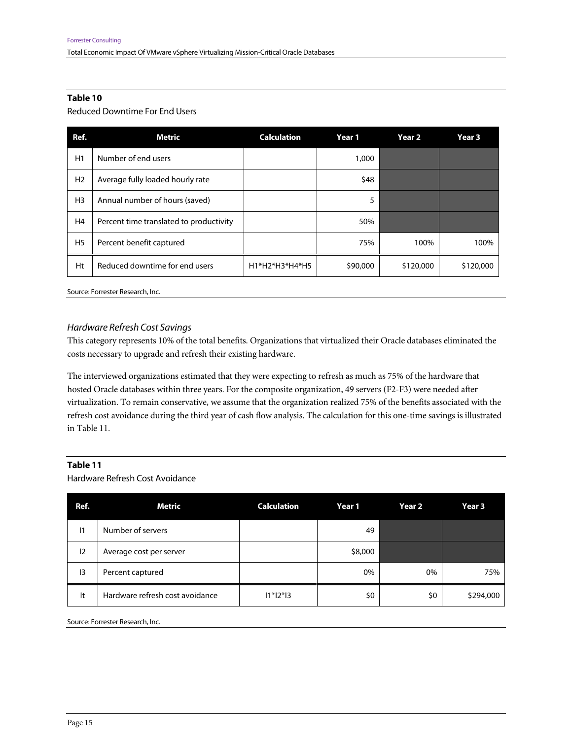**Table 10**

Reduced Downtime For End Users

| Ref. | Metric | Calculation | Year 1 | Year 2 | Year 3 |
|---|---|---|---|---|---|
| H1 | Number of end users | | 1,000 | | |
| H2 | Average fully loaded hourly rate | | $48 | | |
| H3 | Annual number of hours (saved) | | 5 | | |
| H4 | Percent time translated to productivity | | 50% | | |
| H5 | Percent benefit captured | | 75% | 100% | 100% |
| Ht | Reduced downtime for end users | H1*H2*H3*H4*H5 | $90,000 | $120,000 | $120,000 |

Source: Forrester Research, Inc.

### *Hardware Refresh Cost Savings*

This category represents 10% of the total benefits. Organizations that virtualized their Oracle databases eliminated the costs necessary to upgrade and refresh their existing hardware.

The interviewed organizations estimated that they were expecting to refresh as much as 75% of the hardware that hosted Oracle databases within three years. For the composite organization, 49 servers (F2-F3) were needed after virtualization. To remain conservative, we assume that the organization realized 75% of the benefits associated with the refresh cost avoidance during the third year of cash flow analysis. The calculation for this one-time savings is illustrated in Table 11.

**Table 11**

Hardware Refresh Cost Avoidance

| Ref. | Metric | Calculation | Year 1 | Year 2 | Year 3 |
|---|---|---|---|---|---|
| I1 | Number of servers | | 49 | | |
| I2 | Average cost per server | | $8,000 | | |
| I3 | Percent captured | | 0% | 0% | 75% |
| It | Hardware refresh cost avoidance | I1*I2*I3 | $0 | $0 | $294,000 |

Source: Forrester Research, Inc.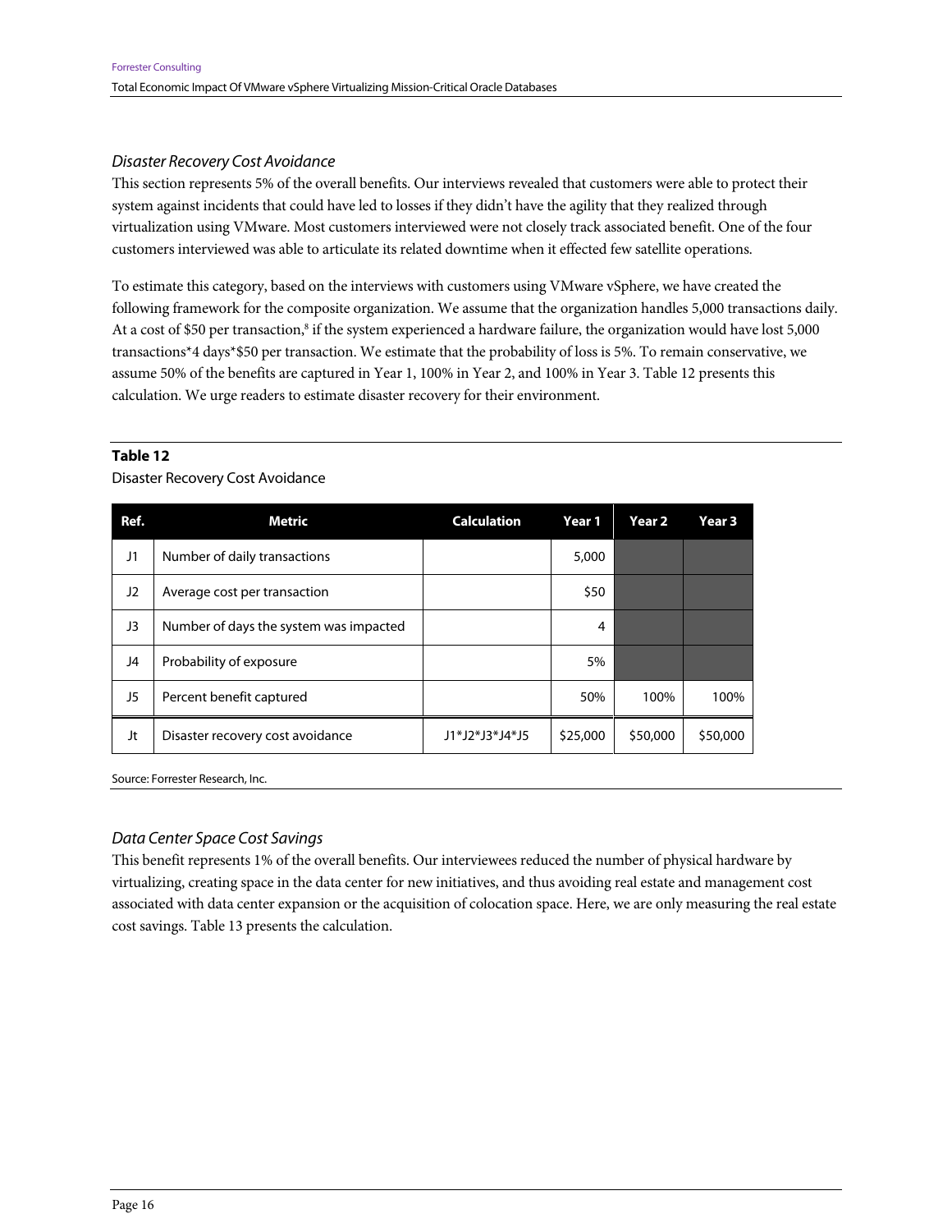### *Disaster Recovery Cost Avoidance*

This section represents 5% of the overall benefits. Our interviews revealed that customers were able to protect their system against incidents that could have led to losses if they didn't have the agility that they realized through virtualization using VMware. Most customers interviewed were not closely track associated benefit. One of the four customers interviewed was able to articulate its related downtime when it effected few satellite operations.

To estimate this category, based on the interviews with customers using VMware vSphere, we have created the following framework for the composite organization. We assume that the organization handles 5,000 transactions daily. At a cost of $50 per transaction,[8] if the system experienced a hardware failure, the organization would have lost 5,000 transactions*4 days*$50 per transaction. We estimate that the probability of loss is 5%. To remain conservative, we assume 50% of the benefits are captured in Year 1, 100% in Year 2, and 100% in Year 3. Table 12 presents this calculation. We urge readers to estimate disaster recovery for their environment.

**Table 12**

Disaster Recovery Cost Avoidance

| Ref. | Metric | Calculation | Year 1 | Year 2 | Year 3 |
|---|---|---|---|---|---|
| J1 | Number of daily transactions | | 5,000 | | |
| J2 | Average cost per transaction | | $50 | | |
| J3 | Number of days the system was impacted | | 4 | | |
| J4 | Probability of exposure | | 5% | | |
| J5 | Percent benefit captured | | 50% | 100% | 100% |
| Jt | Disaster recovery cost avoidance | J1*J2*J3*J4*J5 | $25,000 | $50,000 | $50,000 |

Source: Forrester Research, Inc.

### *Data Center Space Cost Savings*

This benefit represents 1% of the overall benefits. Our interviewees reduced the number of physical hardware by virtualizing, creating space in the data center for new initiatives, and thus avoiding real estate and management cost associated with data center expansion or the acquisition of colocation space. Here, we are only measuring the real estate cost savings. Table 13 presents the calculation.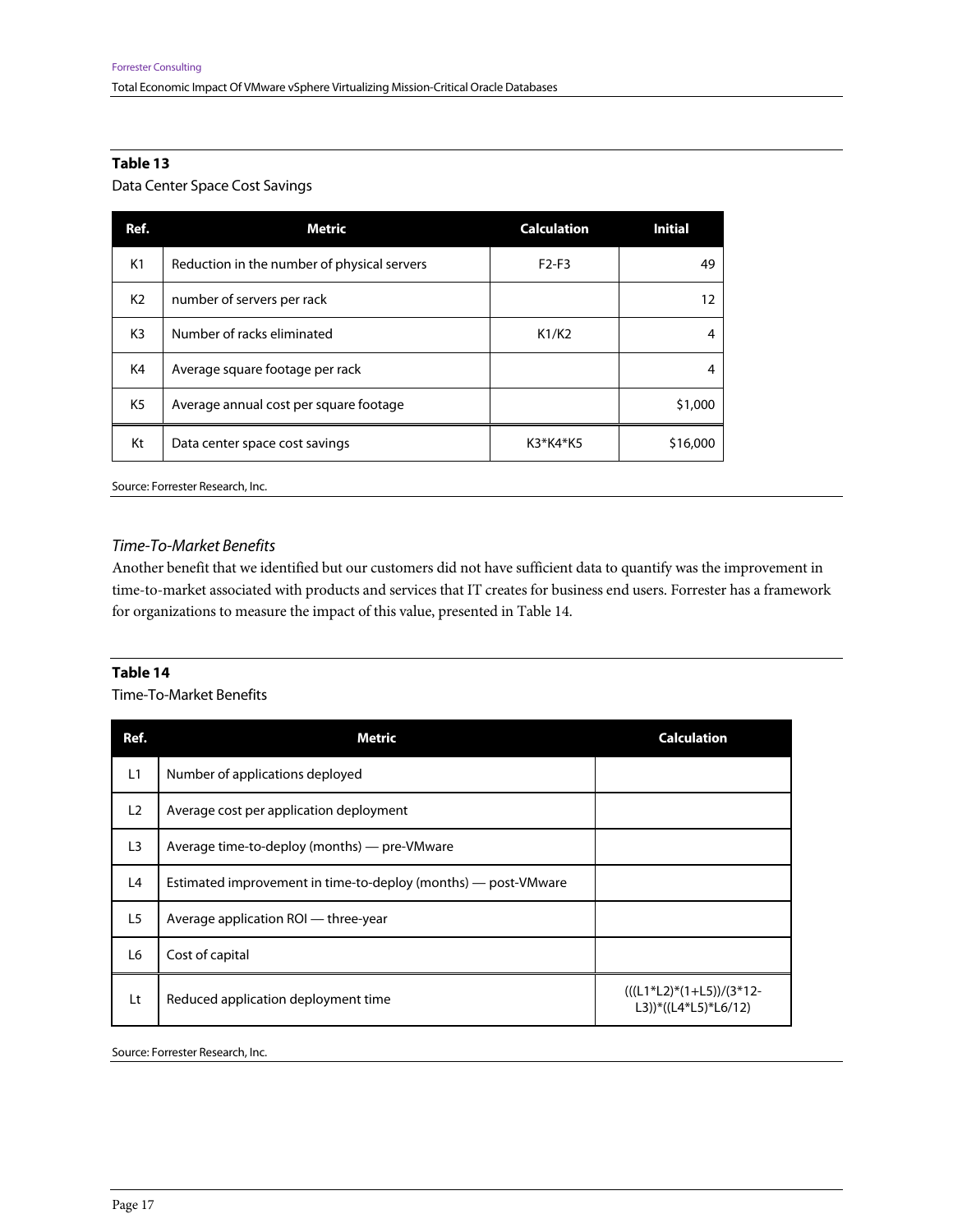**Table 13**

Data Center Space Cost Savings

| Ref. | Metric | Calculation | Initial |
| --- | --- | --- | --- |
| K1 | Reduction in the number of physical servers | F2-F3 | 49 |
| K2 | number of servers per rack | | 12 |
| K3 | Number of racks eliminated | K1/K2 | 4 |
| K4 | Average square footage per rack | | 4 |
| K5 | Average annual cost per square footage | | $1,000 |
| Kt | Data center space cost savings | K3*K4*K5 | $16,000 |

Source: Forrester Research, Inc.

### *Time-To-Market Benefits*

Another benefit that we identified but our customers did not have sufficient data to quantify was the improvement in time-to-market associated with products and services that IT creates for business end users. Forrester has a framework for organizations to measure the impact of this value, presented in Table 14.

**Table 14**

Time-To-Market Benefits

| Ref. | Metric | Calculation |
| --- | --- | --- |
| L1 | Number of applications deployed | |
| L2 | Average cost per application deployment | |
| L3 | Average time-to-deploy (months) — pre-VMware | |
| L4 | Estimated improvement in time-to-deploy (months) — post-VMware | |
| L5 | Average application ROI — three-year | |
| L6 | Cost of capital | |
| Lt | Reduced application deployment time | (((L1*L2)*(1+L5))/(3*12-L3))*((L4*L5)*L6/12) |

Source: Forrester Research, Inc.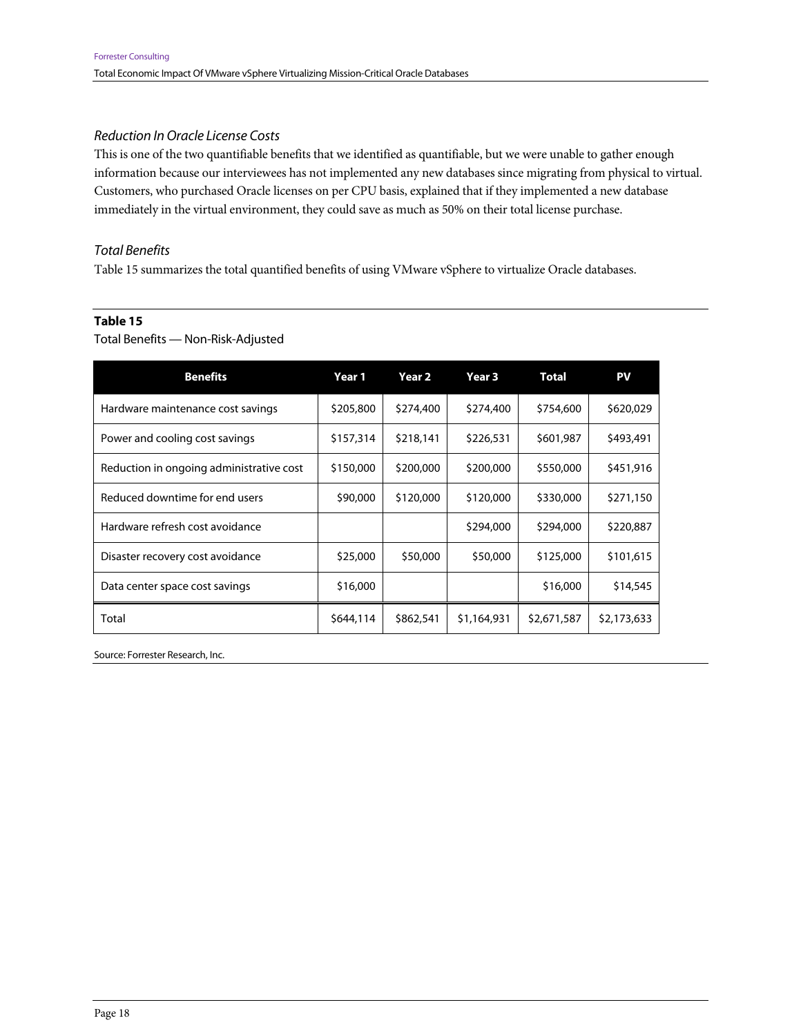### *Reduction In Oracle License Costs*

This is one of the two quantifiable benefits that we identified as quantifiable, but we were unable to gather enough information because our interviewees has not implemented any new databases since migrating from physical to virtual. Customers, who purchased Oracle licenses on per CPU basis, explained that if they implemented a new database immediately in the virtual environment, they could save as much as 50% on their total license purchase.

### *Total Benefits*

Table 15 summarizes the total quantified benefits of using VMware vSphere to virtualize Oracle databases.

**Table 15**

Total Benefits — Non-Risk-Adjusted

| Benefits | Year 1 | Year 2 | Year 3 | Total | PV |
|---|---|---|---|---|---|
| Hardware maintenance cost savings | $205,800 | $274,400 | $274,400 | $754,600 | $620,029 |
| Power and cooling cost savings | $157,314 | $218,141 | $226,531 | $601,987 | $493,491 |
| Reduction in ongoing administrative cost | $150,000 | $200,000 | $200,000 | $550,000 | $451,916 |
| Reduced downtime for end users | $90,000 | $120,000 | $120,000 | $330,000 | $271,150 |
| Hardware refresh cost avoidance | | | $294,000 | $294,000 | $220,887 |
| Disaster recovery cost avoidance | $25,000 | $50,000 | $50,000 | $125,000 | $101,615 |
| Data center space cost savings | $16,000 | | | $16,000 | $14,545 |
| Total | $644,114 | $862,541 | $1,164,931 | $2,671,587 | $2,173,633 |

Source: Forrester Research, Inc.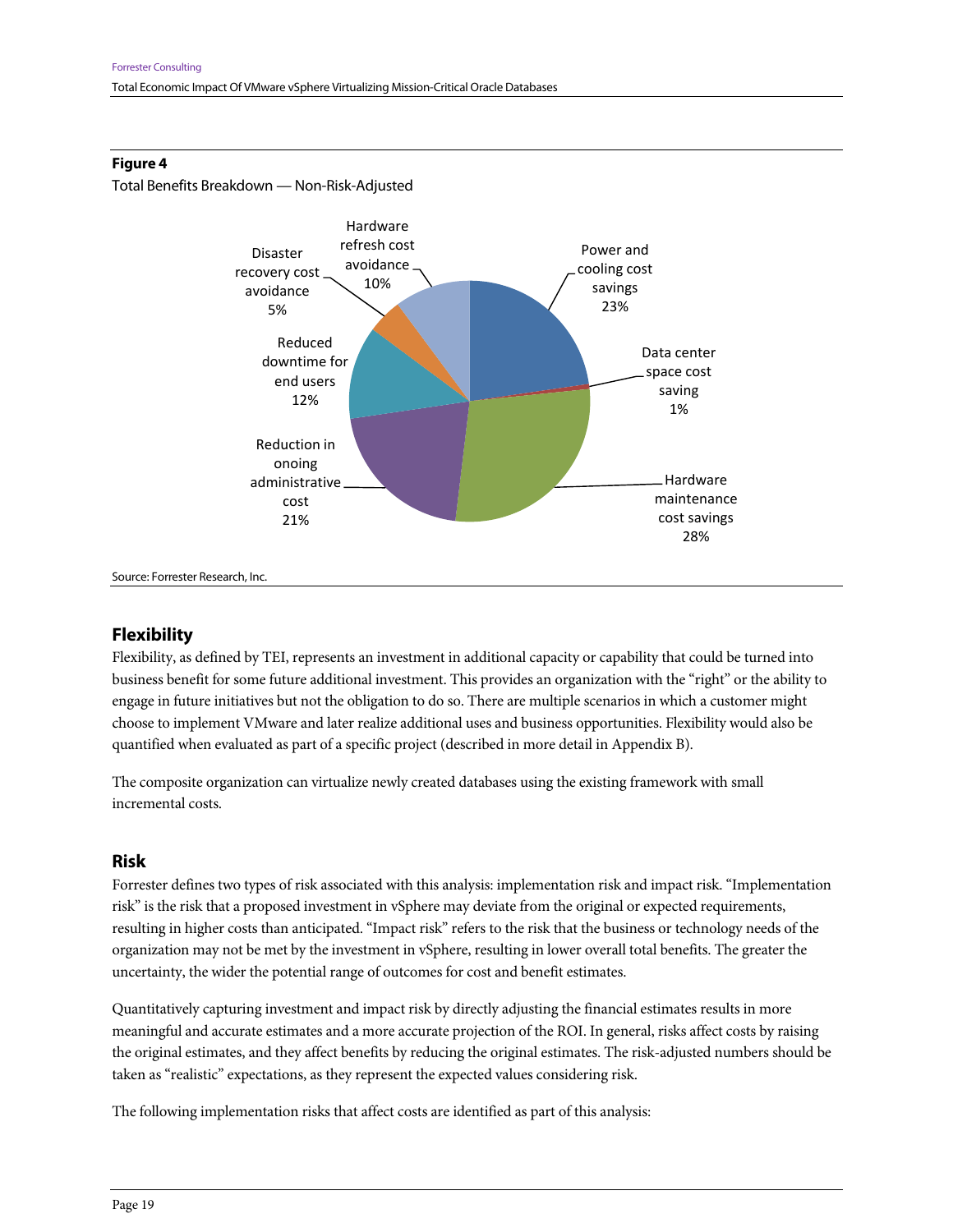**Figure 4**

Total Benefits Breakdown — Non-Risk-Adjusted

Source: Forrester Research, Inc.

## Flexibility

Flexibility, as defined by TEI, represents an investment in additional capacity or capability that could be turned into business benefit for some future additional investment. This provides an organization with the "right" or the ability to engage in future initiatives but not the obligation to do so. There are multiple scenarios in which a customer might choose to implement VMware and later realize additional uses and business opportunities. Flexibility would also be quantified when evaluated as part of a specific project (described in more detail in Appendix B).

The composite organization can virtualize newly created databases using the existing framework with small incremental costs.

## Risk

Forrester defines two types of risk associated with this analysis: implementation risk and impact risk. "Implementation risk" is the risk that a proposed investment in vSphere may deviate from the original or expected requirements, resulting in higher costs than anticipated. "Impact risk" refers to the risk that the business or technology needs of the organization may not be met by the investment in vSphere, resulting in lower overall total benefits. The greater the uncertainty, the wider the potential range of outcomes for cost and benefit estimates.

Quantitatively capturing investment and impact risk by directly adjusting the financial estimates results in more meaningful and accurate estimates and a more accurate projection of the ROI. In general, risks affect costs by raising the original estimates, and they affect benefits by reducing the original estimates. The risk-adjusted numbers should be taken as "realistic" expectations, as they represent the expected values considering risk.

The following implementation risks that affect costs are identified as part of this analysis: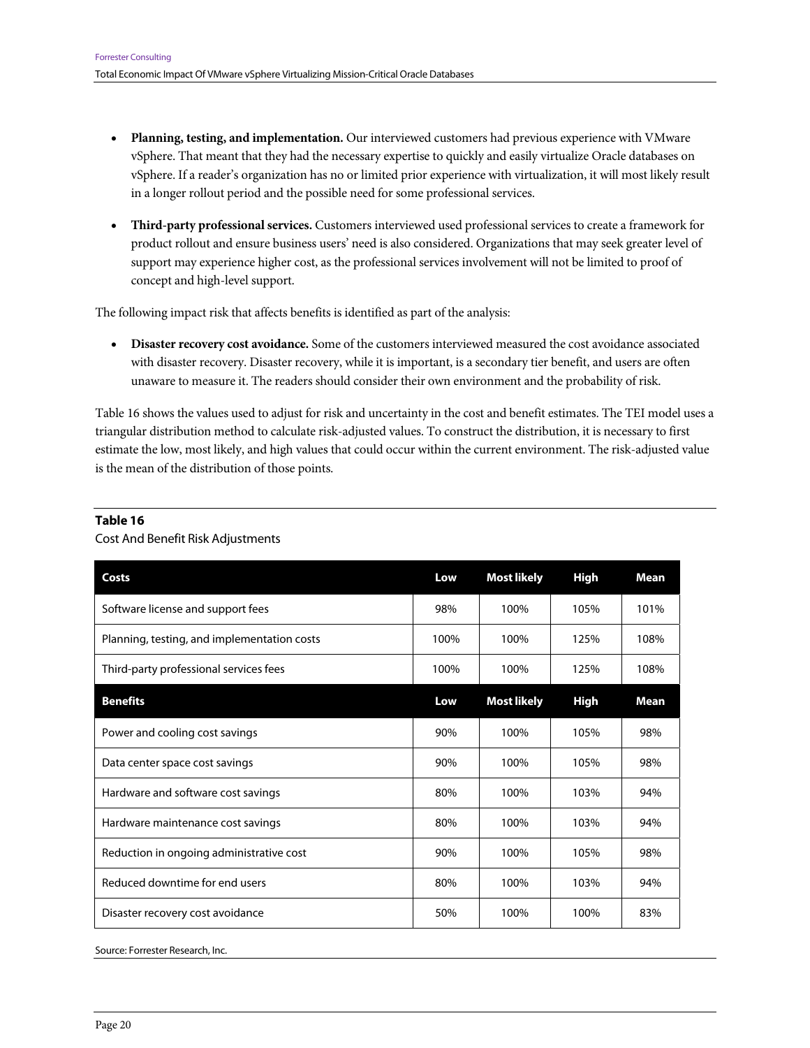- **Planning, testing, and implementation.** Our interviewed customers had previous experience with VMware vSphere. That meant that they had the necessary expertise to quickly and easily virtualize Oracle databases on vSphere. If a reader's organization has no or limited prior experience with virtualization, it will most likely result in a longer rollout period and the possible need for some professional services.

- **Third-party professional services.** Customers interviewed used professional services to create a framework for product rollout and ensure business users' need is also considered. Organizations that may seek greater level of support may experience higher cost, as the professional services involvement will not be limited to proof of concept and high-level support.

The following impact risk that affects benefits is identified as part of the analysis:

- **Disaster recovery cost avoidance.** Some of the customers interviewed measured the cost avoidance associated with disaster recovery. Disaster recovery, while it is important, is a secondary tier benefit, and users are often unaware to measure it. The readers should consider their own environment and the probability of risk.

Table 16 shows the values used to adjust for risk and uncertainty in the cost and benefit estimates. The TEI model uses a triangular distribution method to calculate risk-adjusted values. To construct the distribution, it is necessary to first estimate the low, most likely, and high values that could occur within the current environment. The risk-adjusted value is the mean of the distribution of those points.

**Table 16**

Cost And Benefit Risk Adjustments

| Costs | Low | Most likely | High | Mean |
|---|---|---|---|---|
| Software license and support fees | 98% | 100% | 105% | 101% |
| Planning, testing, and implementation costs | 100% | 100% | 125% | 108% |
| Third-party professional services fees | 100% | 100% | 125% | 108% |
| **Benefits** | **Low** | **Most likely** | **High** | **Mean** |
| Power and cooling cost savings | 90% | 100% | 105% | 98% |
| Data center space cost savings | 90% | 100% | 105% | 98% |
| Hardware and software cost savings | 80% | 100% | 103% | 94% |
| Hardware maintenance cost savings | 80% | 100% | 103% | 94% |
| Reduction in ongoing administrative cost | 90% | 100% | 105% | 98% |
| Reduced downtime for end users | 80% | 100% | 103% | 94% |
| Disaster recovery cost avoidance | 50% | 100% | 100% | 83% |

Source: Forrester Research, Inc.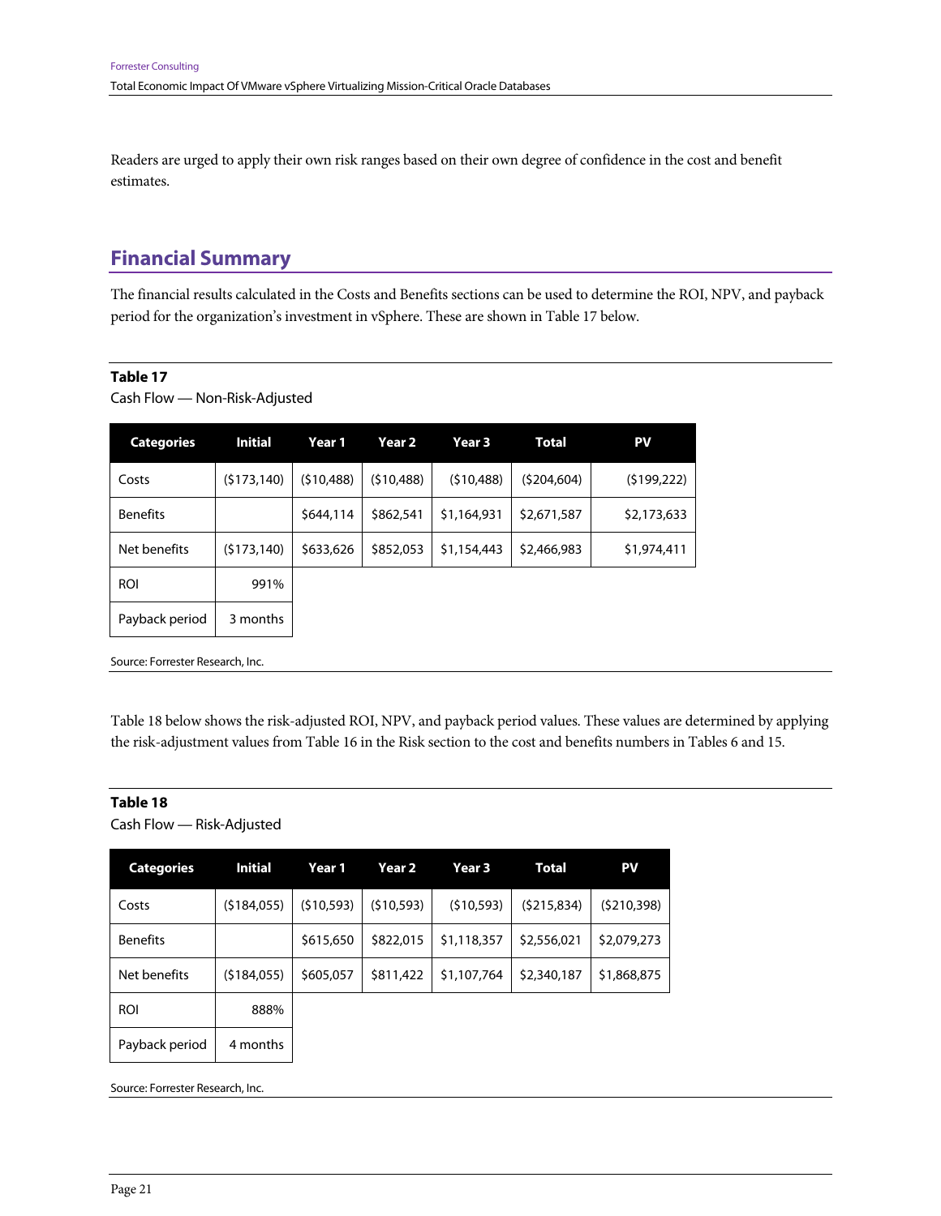Readers are urged to apply their own risk ranges based on their own degree of confidence in the cost and benefit estimates.

## Financial Summary

The financial results calculated in the Costs and Benefits sections can be used to determine the ROI, NPV, and payback period for the organization's investment in vSphere. These are shown in Table 17 below.

**Table 17**

Cash Flow — Non-Risk-Adjusted

| Categories | Initial | Year 1 | Year 2 | Year 3 | Total | PV |
|---|---|---|---|---|---|---|
| Costs | ($173,140) | ($10,488) | ($10,488) | ($10,488) | ($204,604) | ($199,222) |
| Benefits | | $644,114 | $862,541 | $1,164,931 | $2,671,587 | $2,173,633 |
| Net benefits | ($173,140) | $633,626 | $852,053 | $1,154,443 | $2,466,983 | $1,974,411 |
| ROI | 991% | | | | | |
| Payback period | 3 months | | | | | |

Source: Forrester Research, Inc.

Table 18 below shows the risk-adjusted ROI, NPV, and payback period values. These values are determined by applying the risk-adjustment values from Table 16 in the Risk section to the cost and benefits numbers in Tables 6 and 15.

**Table 18**

Cash Flow — Risk-Adjusted

| Categories | Initial | Year 1 | Year 2 | Year 3 | Total | PV |
|---|---|---|---|---|---|---|
| Costs | ($184,055) | ($10,593) | ($10,593) | ($10,593) | ($215,834) | ($210,398) |
| Benefits | | $615,650 | $822,015 | $1,118,357 | $2,556,021 | $2,079,273 |
| Net benefits | ($184,055) | $605,057 | $811,422 | $1,107,764 | $2,340,187 | $1,868,875 |
| ROI | 888% | | | | | |
| Payback period | 4 months | | | | | |

Source: Forrester Research, Inc.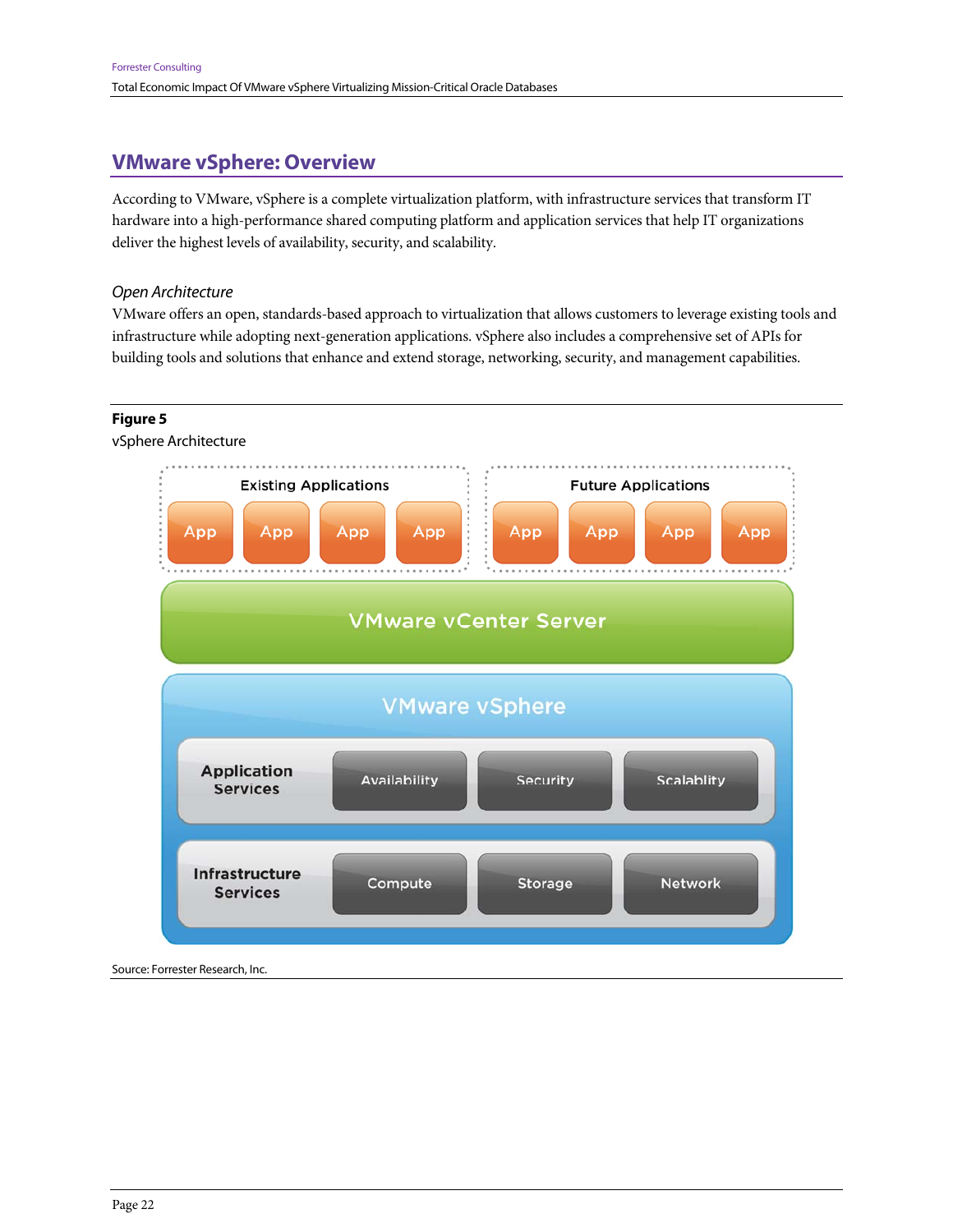## VMware vSphere: Overview

According to VMware, vSphere is a complete virtualization platform, with infrastructure services that transform IT hardware into a high-performance shared computing platform and application services that help IT organizations deliver the highest levels of availability, security, and scalability.

### *Open Architecture*

VMware offers an open, standards-based approach to virtualization that allows customers to leverage existing tools and infrastructure while adopting next-generation applications. vSphere also includes a comprehensive set of APIs for building tools and solutions that enhance and extend storage, networking, security, and management capabilities.

**Figure 5**

vSphere Architecture

Existing Applications: App, App, App, App

Future Applications: App, App, App, App

VMware vCenter Server

VMware vSphere

| Application Services | Availability | Security | Scalablity |
|---|---|---|---|
| Infrastructure Services | Compute | Storage | Network |

Source: Forrester Research, Inc.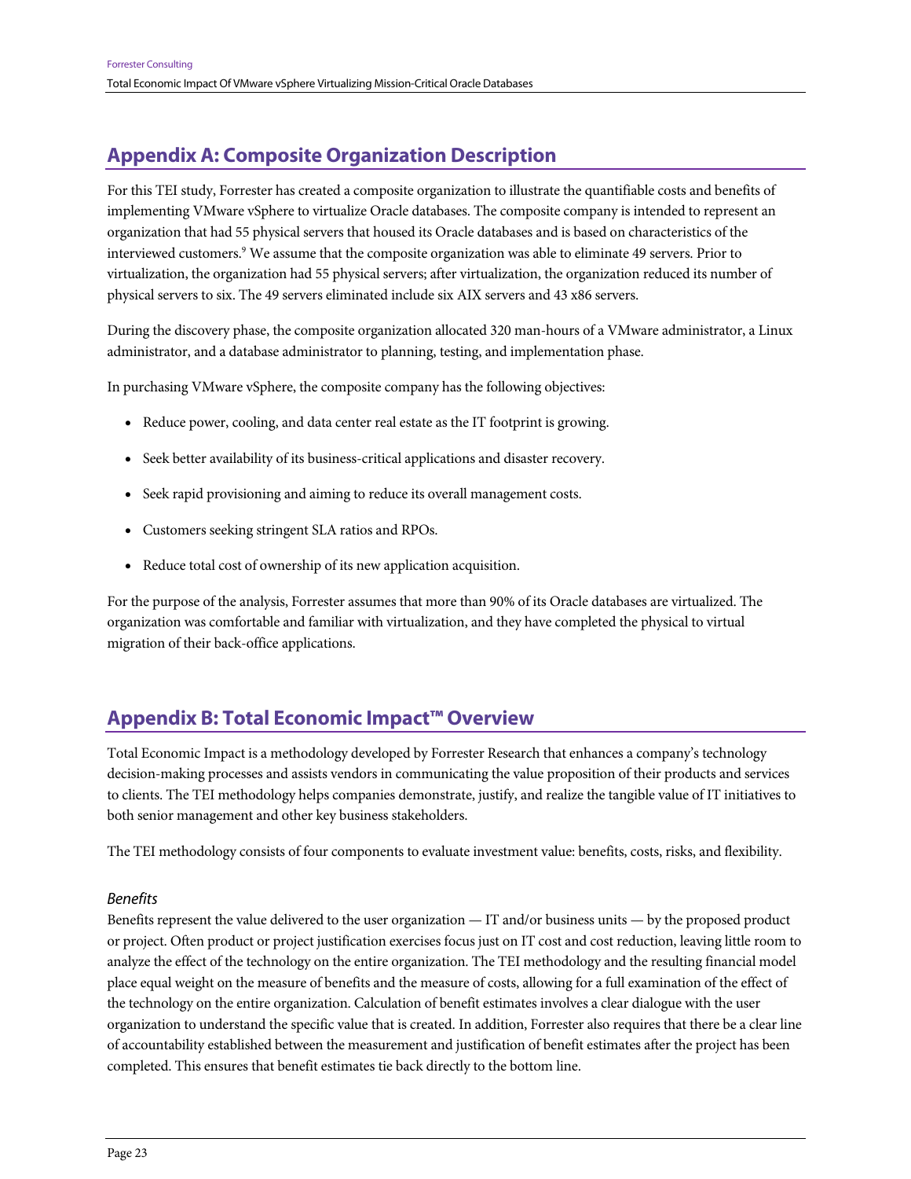## Appendix A: Composite Organization Description

For this TEI study, Forrester has created a composite organization to illustrate the quantifiable costs and benefits of implementing VMware vSphere to virtualize Oracle databases. The composite company is intended to represent an organization that had 55 physical servers that housed its Oracle databases and is based on characteristics of the interviewed customers.[9] We assume that the composite organization was able to eliminate 49 servers. Prior to virtualization, the organization had 55 physical servers; after virtualization, the organization reduced its number of physical servers to six. The 49 servers eliminated include six AIX servers and 43 x86 servers.

During the discovery phase, the composite organization allocated 320 man-hours of a VMware administrator, a Linux administrator, and a database administrator to planning, testing, and implementation phase.

In purchasing VMware vSphere, the composite company has the following objectives:

- Reduce power, cooling, and data center real estate as the IT footprint is growing.
- Seek better availability of its business-critical applications and disaster recovery.
- Seek rapid provisioning and aiming to reduce its overall management costs.
- Customers seeking stringent SLA ratios and RPOs.
- Reduce total cost of ownership of its new application acquisition.

For the purpose of the analysis, Forrester assumes that more than 90% of its Oracle databases are virtualized. The organization was comfortable and familiar with virtualization, and they have completed the physical to virtual migration of their back-office applications.

## Appendix B: Total Economic Impact™ Overview

Total Economic Impact is a methodology developed by Forrester Research that enhances a company's technology decision-making processes and assists vendors in communicating the value proposition of their products and services to clients. The TEI methodology helps companies demonstrate, justify, and realize the tangible value of IT initiatives to both senior management and other key business stakeholders.

The TEI methodology consists of four components to evaluate investment value: benefits, costs, risks, and flexibility.

### *Benefits*

Benefits represent the value delivered to the user organization — IT and/or business units — by the proposed product or project. Often product or project justification exercises focus just on IT cost and cost reduction, leaving little room to analyze the effect of the technology on the entire organization. The TEI methodology and the resulting financial model place equal weight on the measure of benefits and the measure of costs, allowing for a full examination of the effect of the technology on the entire organization. Calculation of benefit estimates involves a clear dialogue with the user organization to understand the specific value that is created. In addition, Forrester also requires that there be a clear line of accountability established between the measurement and justification of benefit estimates after the project has been completed. This ensures that benefit estimates tie back directly to the bottom line.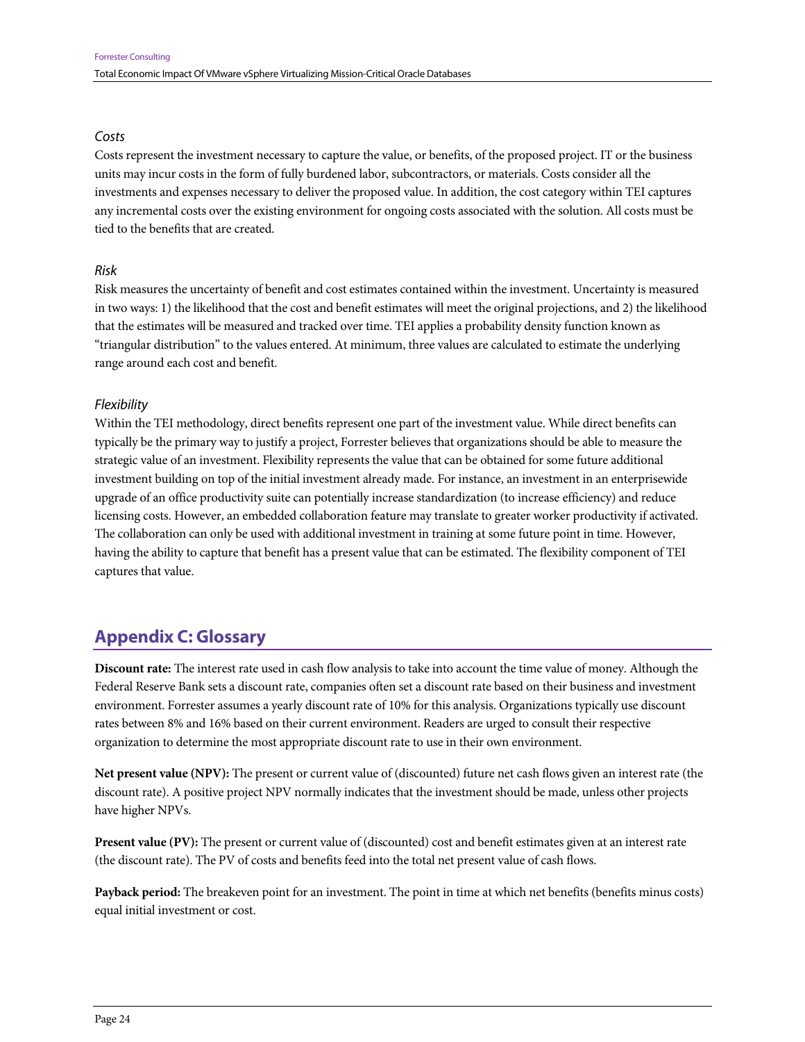*Costs*

Costs represent the investment necessary to capture the value, or benefits, of the proposed project. IT or the business units may incur costs in the form of fully burdened labor, subcontractors, or materials. Costs consider all the investments and expenses necessary to deliver the proposed value. In addition, the cost category within TEI captures any incremental costs over the existing environment for ongoing costs associated with the solution. All costs must be tied to the benefits that are created.

*Risk*

Risk measures the uncertainty of benefit and cost estimates contained within the investment. Uncertainty is measured in two ways: 1) the likelihood that the cost and benefit estimates will meet the original projections, and 2) the likelihood that the estimates will be measured and tracked over time. TEI applies a probability density function known as "triangular distribution" to the values entered. At minimum, three values are calculated to estimate the underlying range around each cost and benefit.

*Flexibility*

Within the TEI methodology, direct benefits represent one part of the investment value. While direct benefits can typically be the primary way to justify a project, Forrester believes that organizations should be able to measure the strategic value of an investment. Flexibility represents the value that can be obtained for some future additional investment building on top of the initial investment already made. For instance, an investment in an enterprisewide upgrade of an office productivity suite can potentially increase standardization (to increase efficiency) and reduce licensing costs. However, an embedded collaboration feature may translate to greater worker productivity if activated. The collaboration can only be used with additional investment in training at some future point in time. However, having the ability to capture that benefit has a present value that can be estimated. The flexibility component of TEI captures that value.

## Appendix C: Glossary

**Discount rate:** The interest rate used in cash flow analysis to take into account the time value of money. Although the Federal Reserve Bank sets a discount rate, companies often set a discount rate based on their business and investment environment. Forrester assumes a yearly discount rate of 10% for this analysis. Organizations typically use discount rates between 8% and 16% based on their current environment. Readers are urged to consult their respective organization to determine the most appropriate discount rate to use in their own environment.

**Net present value (NPV):** The present or current value of (discounted) future net cash flows given an interest rate (the discount rate). A positive project NPV normally indicates that the investment should be made, unless other projects have higher NPVs.

**Present value (PV):** The present or current value of (discounted) cost and benefit estimates given at an interest rate (the discount rate). The PV of costs and benefits feed into the total net present value of cash flows.

**Payback period:** The breakeven point for an investment. The point in time at which net benefits (benefits minus costs) equal initial investment or cost.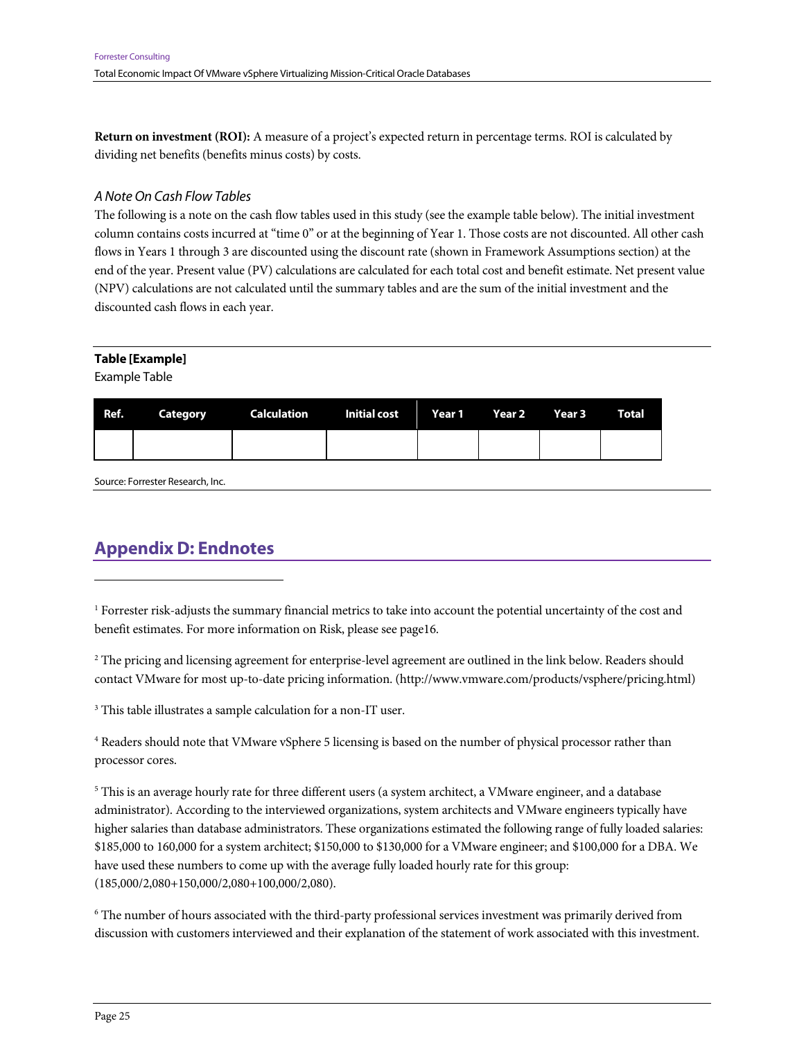**Return on investment (ROI):** A measure of a project's expected return in percentage terms. ROI is calculated by dividing net benefits (benefits minus costs) by costs.

### *A Note On Cash Flow Tables*

The following is a note on the cash flow tables used in this study (see the example table below). The initial investment column contains costs incurred at "time 0" or at the beginning of Year 1. Those costs are not discounted. All other cash flows in Years 1 through 3 are discounted using the discount rate (shown in Framework Assumptions section) at the end of the year. Present value (PV) calculations are calculated for each total cost and benefit estimate. Net present value (NPV) calculations are not calculated until the summary tables and are the sum of the initial investment and the discounted cash flows in each year.

**Table [Example]**

Example Table

| Ref. | Category | Calculation | Initial cost | Year 1 | Year 2 | Year 3 | Total |
|---|---|---|---|---|---|---|---|
| | | | | | | | |

Source: Forrester Research, Inc.

## Appendix D: Endnotes

[1] Forrester risk-adjusts the summary financial metrics to take into account the potential uncertainty of the cost and benefit estimates. For more information on Risk, please see page16.

[2] The pricing and licensing agreement for enterprise-level agreement are outlined in the link below. Readers should contact VMware for most up-to-date pricing information. (http://www.vmware.com/products/vsphere/pricing.html)

[3] This table illustrates a sample calculation for a non-IT user.

[4] Readers should note that VMware vSphere 5 licensing is based on the number of physical processor rather than processor cores.

[5] This is an average hourly rate for three different users (a system architect, a VMware engineer, and a database administrator). According to the interviewed organizations, system architects and VMware engineers typically have higher salaries than database administrators. These organizations estimated the following range of fully loaded salaries: $185,000 to 160,000 for a system architect; $150,000 to $130,000 for a VMware engineer; and $100,000 for a DBA. We have used these numbers to come up with the average fully loaded hourly rate for this group: (185,000/2,080+150,000/2,080+100,000/2,080).

[6] The number of hours associated with the third-party professional services investment was primarily derived from discussion with customers interviewed and their explanation of the statement of work associated with this investment.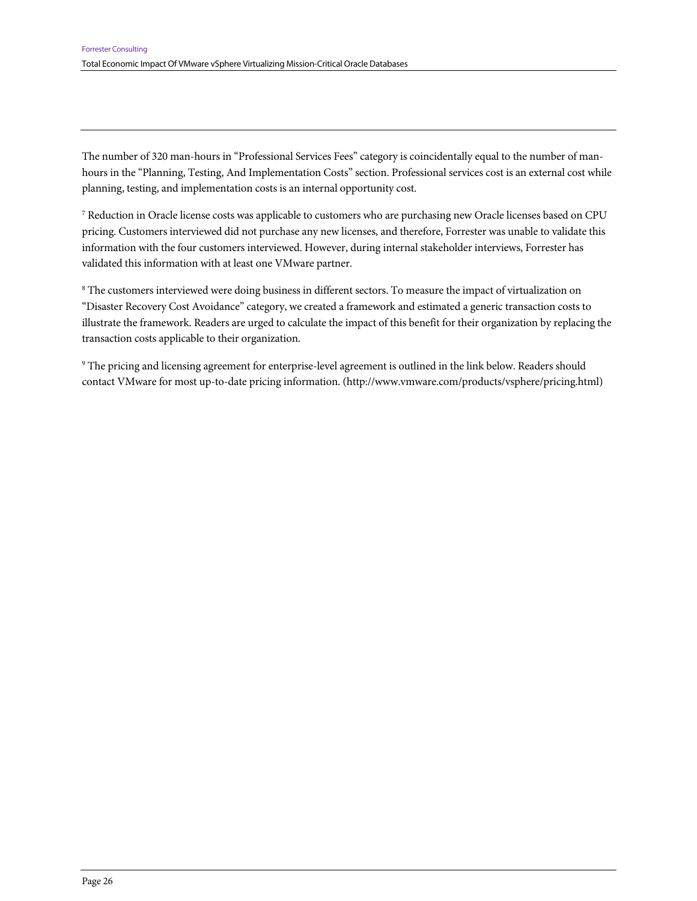The number of 320 man-hours in "Professional Services Fees" category is coincidentally equal to the number of man-hours in the "Planning, Testing, And Implementation Costs" section. Professional services cost is an external cost while planning, testing, and implementation costs is an internal opportunity cost.

[7] Reduction in Oracle license costs was applicable to customers who are purchasing new Oracle licenses based on CPU pricing. Customers interviewed did not purchase any new licenses, and therefore, Forrester was unable to validate this information with the four customers interviewed. However, during internal stakeholder interviews, Forrester has validated this information with at least one VMware partner.

[8] The customers interviewed were doing business in different sectors. To measure the impact of virtualization on "Disaster Recovery Cost Avoidance" category, we created a framework and estimated a generic transaction costs to illustrate the framework. Readers are urged to calculate the impact of this benefit for their organization by replacing the transaction costs applicable to their organization.

[9] The pricing and licensing agreement for enterprise-level agreement is outlined in the link below. Readers should contact VMware for most up-to-date pricing information. (http://www.vmware.com/products/vsphere/pricing.html)